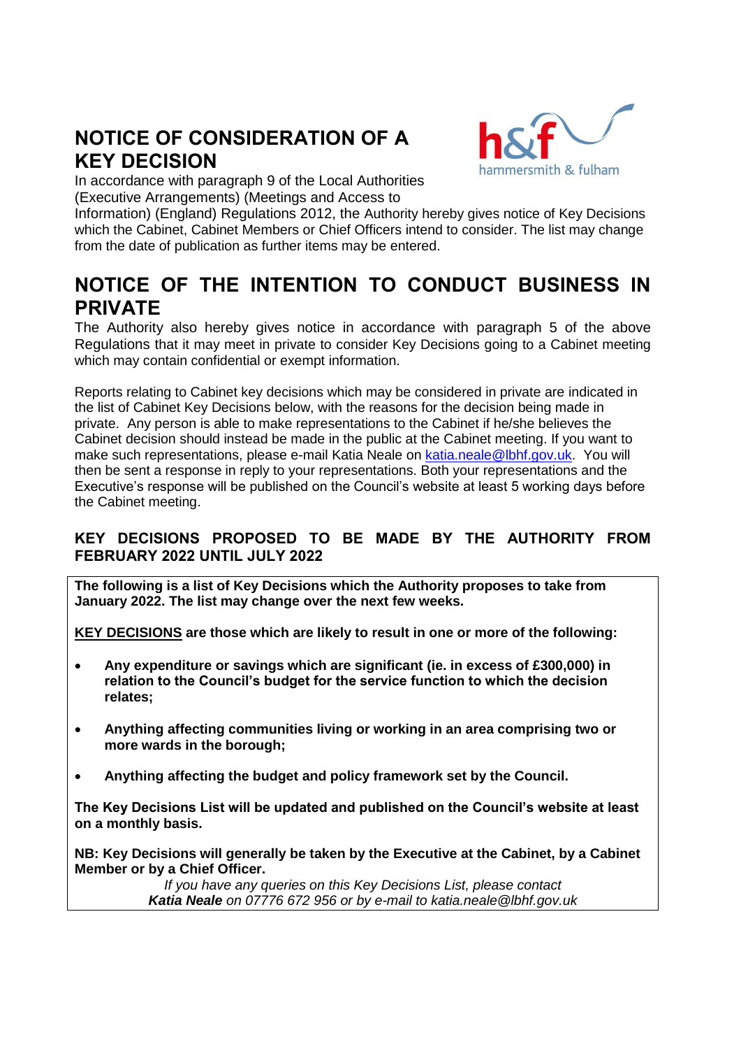# NOTICE OF CONSIDERATION OF A KEY DECISION

In accordance with paragraph 9 of the Local Authorities (Executive Arrangements) (Meetings and Access to Information) (England) Regulations 2012, the Authority hereby gives notice of Key Decisions which the Cabinet, Cabinet Members or Chief Officers intend to consider. The list may change from the date of publication as further items may be entered.

# NOTICE OF THE INTENTION TO CONDUCT BUSINESS IN PRIVATE

The Authority also hereby gives notice in accordance with paragraph 5 of the above Regulations that it may meet in private to consider Key Decisions going to a Cabinet meeting which may contain confidential or exempt information.

Reports relating to Cabinet key decisions which may be considered in private are indicated in the list of Cabinet Key Decisions below, with the reasons for the decision being made in private. Any person is able to make representations to the Cabinet if he/she believes the Cabinet decision should instead be made in the public at the Cabinet meeting. If you want to make such representations, please e-mail Katia Neale on katia.neale@lbhf.gov.uk. You will then be sent a response in reply to your representations. Both your representations and the Executive's response will be published on the Council's website at least 5 working days before the Cabinet meeting.

### KEY DECISIONS PROPOSED TO BE MADE BY THE AUTHORITY FROM FEBRUARY 2022 UNTIL JULY 2022

**The following is a list of Key Decisions which the Authority proposes to take from January 2022. The list may change over the next few weeks.**

**KEY DECISIONS are those which are likely to result in one or more of the following:**

- **Any expenditure or savings which are significant (ie. in excess of £300,000) in relation to the Council's budget for the service function to which the decision relates;**
- **Anything affecting communities living or working in an area comprising two or more wards in the borough;**
- **Anything affecting the budget and policy framework set by the Council.**

**The Key Decisions List will be updated and published on the Council's website at least on a monthly basis.**

**NB: Key Decisions will generally be taken by the Executive at the Cabinet, by a Cabinet Member or by a Chief Officer.**

*If you have any queries on this Key Decisions List, please contact **Katia Neale** on 07776 672 956 or by e-mail to katia.neale@lbhf.gov.uk*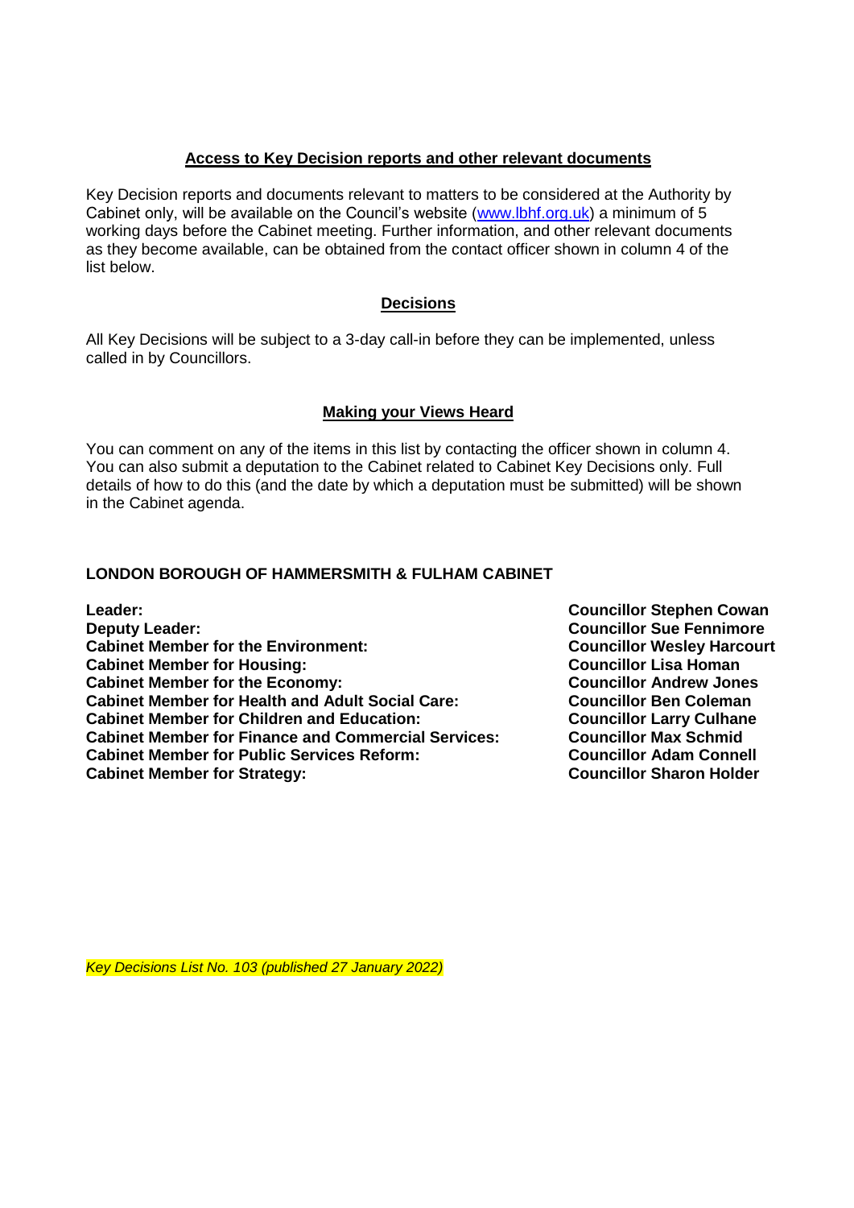## Access to Key Decision reports and other relevant documents

Key Decision reports and documents relevant to matters to be considered at the Authority by Cabinet only, will be available on the Council's website ([www.lbhf.org.uk](http://www.lbhf.org.uk)) a minimum of 5 working days before the Cabinet meeting. Further information, and other relevant documents as they become available, can be obtained from the contact officer shown in column 4 of the list below.

## Decisions

All Key Decisions will be subject to a 3-day call-in before they can be implemented, unless called in by Councillors.

## Making your Views Heard

You can comment on any of the items in this list by contacting the officer shown in column 4. You can also submit a deputation to the Cabinet related to Cabinet Key Decisions only. Full details of how to do this (and the date by which a deputation must be submitted) will be shown in the Cabinet agenda.

### LONDON BOROUGH OF HAMMERSMITH & FULHAM CABINET

| | |
|---|---|
| **Leader:** | **Councillor Stephen Cowan** |
| **Deputy Leader:** | **Councillor Sue Fennimore** |
| **Cabinet Member for the Environment:** | **Councillor Wesley Harcourt** |
| **Cabinet Member for Housing:** | **Councillor Lisa Homan** |
| **Cabinet Member for the Economy:** | **Councillor Andrew Jones** |
| **Cabinet Member for Health and Adult Social Care:** | **Councillor Ben Coleman** |
| **Cabinet Member for Children and Education:** | **Councillor Larry Culhane** |
| **Cabinet Member for Finance and Commercial Services:** | **Councillor Max Schmid** |
| **Cabinet Member for Public Services Reform:** | **Councillor Adam Connell** |
| **Cabinet Member for Strategy:** | **Councillor Sharon Holder** |

*Key Decisions List No. 103 (published 27 January 2022)*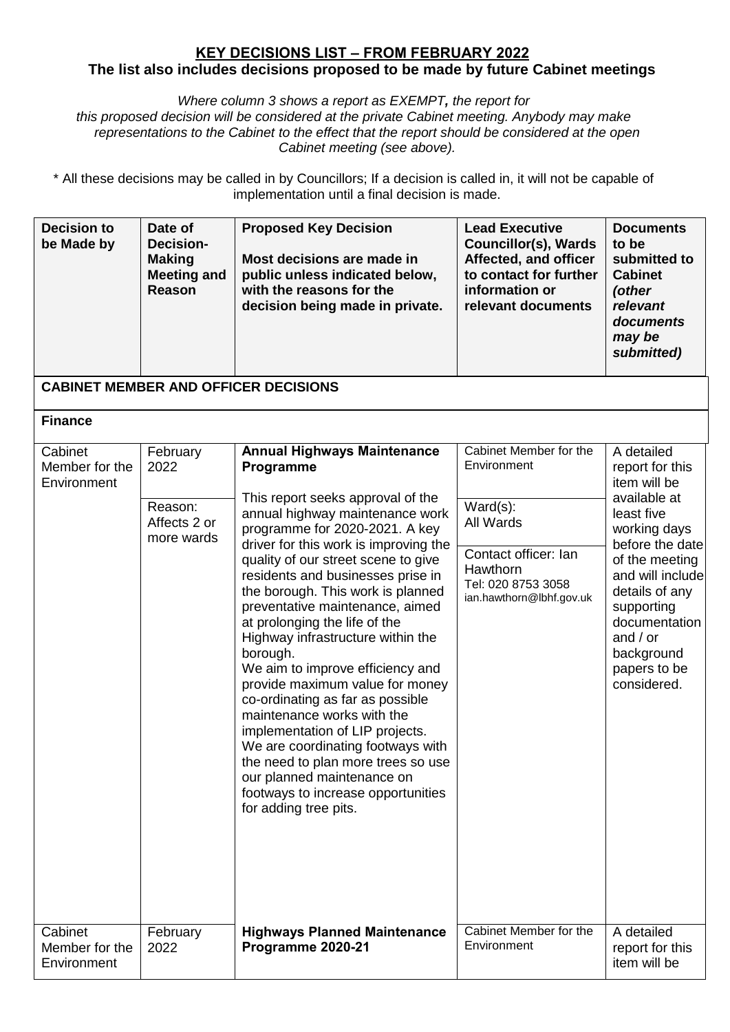# KEY DECISIONS LIST – FROM FEBRUARY 2022

**The list also includes decisions proposed to be made by future Cabinet meetings**

*Where column 3 shows a report as EXEMPT, the report for this proposed decision will be considered at the private Cabinet meeting. Anybody may make representations to the Cabinet to the effect that the report should be considered at the open Cabinet meeting (see above).*

\* All these decisions may be called in by Councillors; If a decision is called in, it will not be capable of implementation until a final decision is made.

| Decision to be Made by | Date of Decision-Making Meeting and Reason | Proposed Key Decision<br><br>Most decisions are made in public unless indicated below, with the reasons for the decision being made in private. | Lead Executive Councillor(s), Wards Affected, and officer to contact for further information or relevant documents | Documents to be submitted to Cabinet *(other relevant documents may be submitted)* |
|---|---|---|---|---|
| **CABINET MEMBER AND OFFICER DECISIONS** | | | | |
| **Finance** | | | | |
| Cabinet Member for the Environment | February 2022<br><br>Reason: Affects 2 or more wards | **Annual Highways Maintenance Programme**<br><br>This report seeks approval of the annual highway maintenance work programme for 2020-2021. A key driver for this work is improving the quality of our street scene to give residents and businesses prise in the borough. This work is planned preventative maintenance, aimed at prolonging the life of the Highway infrastructure within the borough.<br>We aim to improve efficiency and provide maximum value for money co-ordinating as far as possible maintenance works with the implementation of LIP projects.<br>We are coordinating footways with the need to plan more trees so use our planned maintenance on footways to increase opportunities for adding tree pits. | Cabinet Member for the Environment<br><br>Ward(s):<br>All Wards<br><br>Contact officer: Ian Hawthorn<br>Tel: 020 8753 3058<br>ian.hawthorn@lbhf.gov.uk | A detailed report for this item will be available at least five working days before the date of the meeting and will include details of any supporting documentation and / or background papers to be considered. |
| Cabinet Member for the Environment | February 2022 | **Highways Planned Maintenance Programme 2020-21** | Cabinet Member for the Environment | A detailed report for this item will be |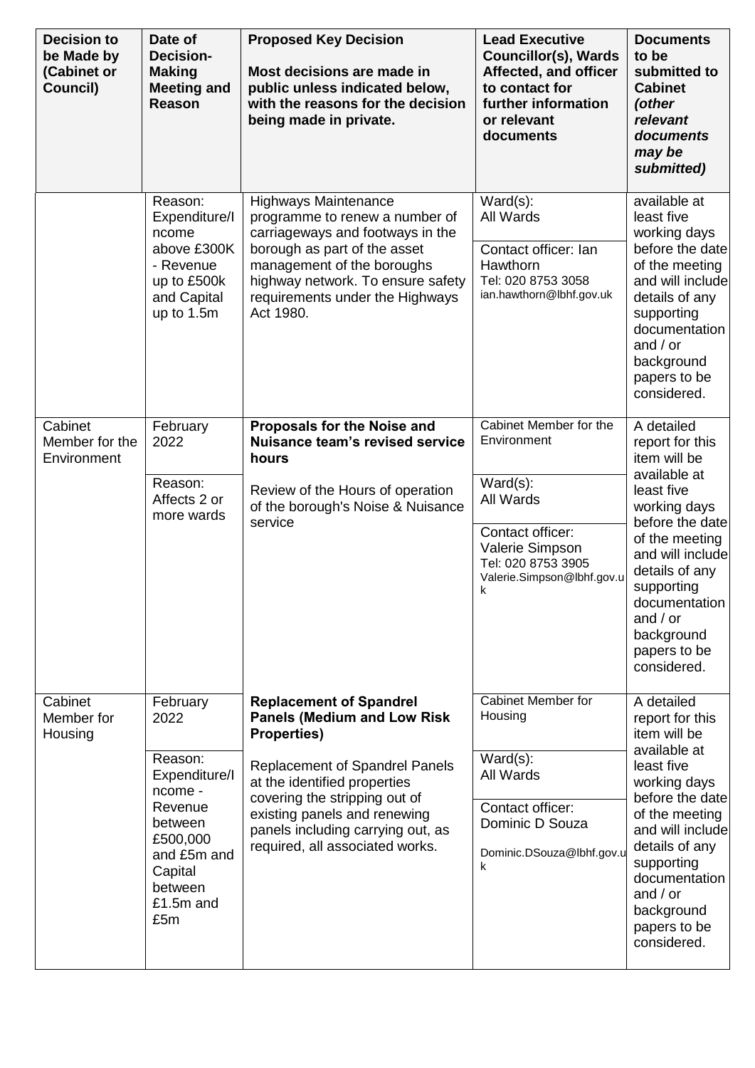| Decision to be Made by (Cabinet or Council) | Date of Decision-Making Meeting and Reason | Proposed Key Decision<br><br>Most decisions are made in public unless indicated below, with the reasons for the decision being made in private. | Lead Executive Councillor(s), Wards Affected, and officer to contact for further information or relevant documents | Documents to be submitted to Cabinet *(other relevant documents may be submitted)* |
|---|---|---|---|---|
| | Reason: Expenditure/Income above £300K - Revenue up to £500k and Capital up to 1.5m | Highways Maintenance programme to renew a number of carriageways and footways in the borough as part of the asset management of the boroughs highway network. To ensure safety requirements under the Highways Act 1980. | Ward(s):<br>All Wards<br><br>Contact officer: Ian Hawthorn<br>Tel: 020 8753 3058<br>ian.hawthorn@lbhf.gov.uk | available at least five working days before the date of the meeting and will include details of any supporting documentation and / or background papers to be considered. |
| Cabinet Member for the Environment | February 2022<br><br>Reason: Affects 2 or more wards | **Proposals for the Noise and Nuisance team's revised service hours**<br><br>Review of the Hours of operation of the borough's Noise & Nuisance service | Cabinet Member for the Environment<br><br>Ward(s):<br>All Wards<br><br>Contact officer: Valerie Simpson<br>Tel: 020 8753 3905<br>Valerie.Simpson@lbhf.gov.uk | A detailed report for this item will be available at least five working days before the date of the meeting and will include details of any supporting documentation and / or background papers to be considered. |
| Cabinet Member for Housing | February 2022<br><br>Reason: Expenditure/Income - Revenue between £500,000 and £5m and Capital between £1.5m and £5m | **Replacement of Spandrel Panels (Medium and Low Risk Properties)**<br><br>Replacement of Spandrel Panels at the identified properties covering the stripping out of existing panels and renewing panels including carrying out, as required, all associated works. | Cabinet Member for Housing<br><br>Ward(s):<br>All Wards<br><br>Contact officer: Dominic D Souza<br>Dominic.DSouza@lbhf.gov.uk | A detailed report for this item will be available at least five working days before the date of the meeting and will include details of any supporting documentation and / or background papers to be considered. |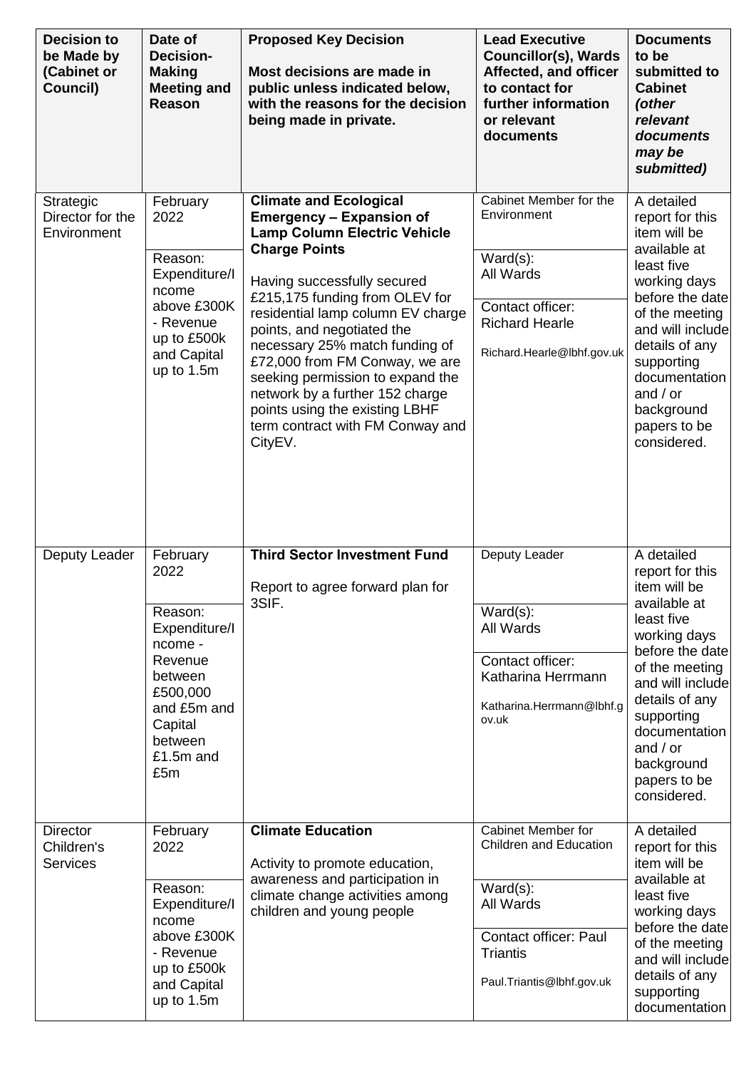| Decision to be Made by (Cabinet or Council) | Date of Decision-Making Meeting and Reason | Proposed Key Decision<br><br>Most decisions are made in public unless indicated below, with the reasons for the decision being made in private. | Lead Executive Councillor(s), Wards Affected, and officer to contact for further information or relevant documents | Documents to be submitted to Cabinet *(other relevant documents may be submitted)* |
|---|---|---|---|---|
| Strategic Director for the Environment | February 2022<br><br>Reason: Expenditure/Income above £300K - Revenue up to £500k and Capital up to 1.5m | **Climate and Ecological Emergency – Expansion of Lamp Column Electric Vehicle Charge Points**<br><br>Having successfully secured £215,175 funding from OLEV for residential lamp column EV charge points, and negotiated the necessary 25% match funding of £72,000 from FM Conway, we are seeking permission to expand the network by a further 152 charge points using the existing LBHF term contract with FM Conway and CityEV. | Cabinet Member for the Environment<br><br>Ward(s):<br>All Wards<br><br>Contact officer:<br>Richard Hearle<br><br>Richard.Hearle@lbhf.gov.uk | A detailed report for this item will be available at least five working days before the date of the meeting and will include details of any supporting documentation and / or background papers to be considered. |
| Deputy Leader | February 2022<br><br>Reason: Expenditure/Income - Revenue between £500,000 and £5m and Capital between £1.5m and £5m | **Third Sector Investment Fund**<br><br>Report to agree forward plan for 3SIF. | Deputy Leader<br><br>Ward(s):<br>All Wards<br><br>Contact officer:<br>Katharina Herrmann<br><br>Katharina.Herrmann@lbhf.gov.uk | A detailed report for this item will be available at least five working days before the date of the meeting and will include details of any supporting documentation and / or background papers to be considered. |
| Director Children's Services | February 2022<br><br>Reason: Expenditure/Income above £300K - Revenue up to £500k and Capital up to 1.5m | **Climate Education**<br><br>Activity to promote education, awareness and participation in climate change activities among children and young people | Cabinet Member for Children and Education<br><br>Ward(s):<br>All Wards<br><br>Contact officer: Paul Triantis<br><br>Paul.Triantis@lbhf.gov.uk | A detailed report for this item will be available at least five working days before the date of the meeting and will include details of any supporting documentation |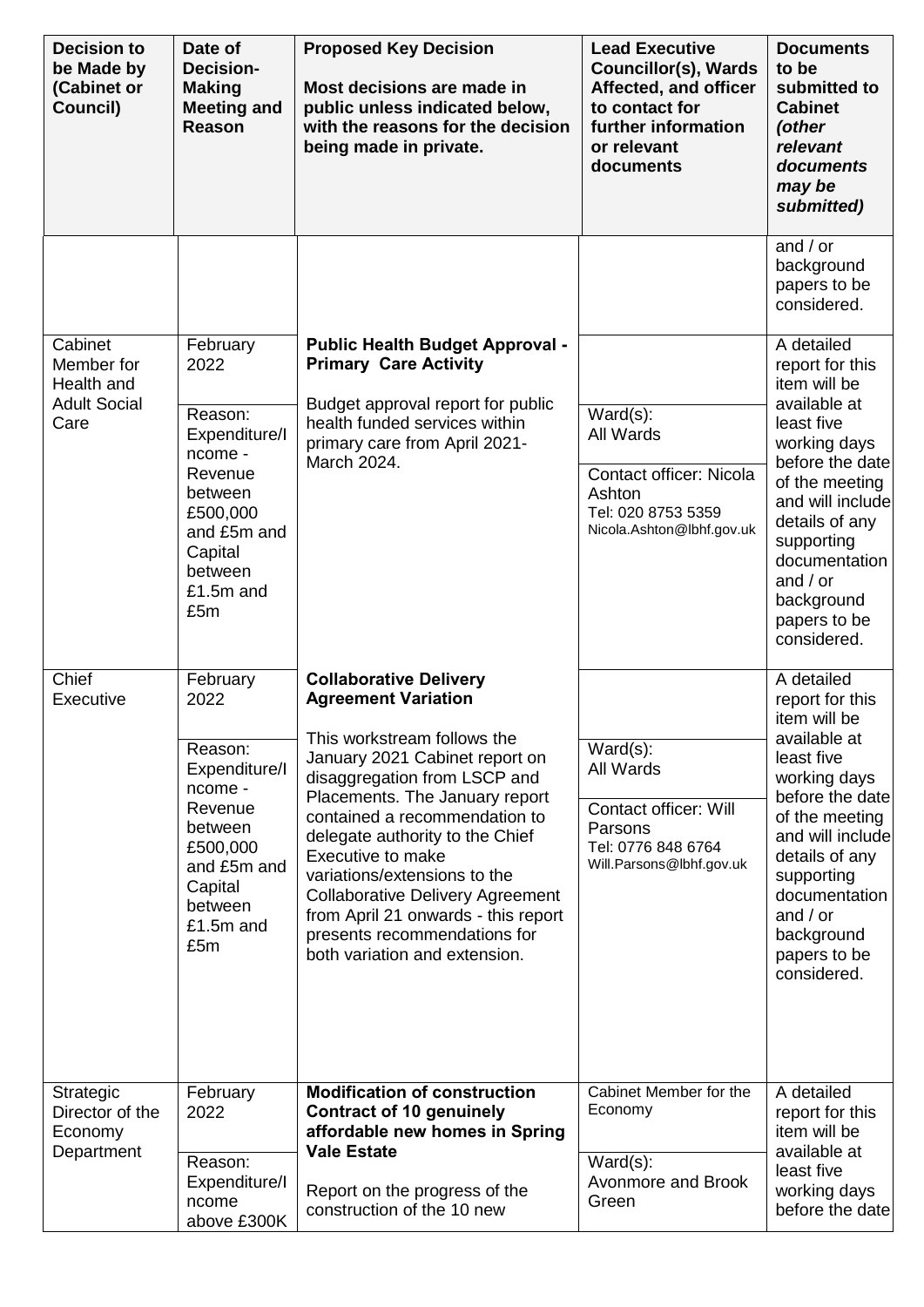| Decision to be Made by (Cabinet or Council) | Date of Decision-Making Meeting and Reason | Proposed Key Decision<br><br>Most decisions are made in public unless indicated below, with the reasons for the decision being made in private. | Lead Executive Councillor(s), Wards Affected, and officer to contact for further information or relevant documents | Documents to be submitted to Cabinet *(other relevant documents may be submitted)* |
|---|---|---|---|---|
| | | | | and / or background papers to be considered. |
| Cabinet Member for Health and Adult Social Care | February 2022<br><br>Reason: Expenditure/Income - Revenue between £500,000 and £5m and Capital between £1.5m and £5m | **Public Health Budget Approval - Primary Care Activity**<br><br>Budget approval report for public health funded services within primary care from April 2021- March 2024. | Ward(s):<br>All Wards<br><br>Contact officer: Nicola Ashton<br>Tel: 020 8753 5359<br>Nicola.Ashton@lbhf.gov.uk | A detailed report for this item will be available at least five working days before the date of the meeting and will include details of any supporting documentation and / or background papers to be considered. |
| Chief Executive | February 2022<br><br>Reason: Expenditure/Income - Revenue between £500,000 and £5m and Capital between £1.5m and £5m | **Collaborative Delivery Agreement Variation**<br><br>This workstream follows the January 2021 Cabinet report on disaggregation from LSCP and Placements. The January report contained a recommendation to delegate authority to the Chief Executive to make variations/extensions to the Collaborative Delivery Agreement from April 21 onwards - this report presents recommendations for both variation and extension. | Ward(s):<br>All Wards<br><br>Contact officer: Will Parsons<br>Tel: 0776 848 6764<br>Will.Parsons@lbhf.gov.uk | A detailed report for this item will be available at least five working days before the date of the meeting and will include details of any supporting documentation and / or background papers to be considered. |
| Strategic Director of the Economy Department | February 2022<br><br>Reason: Expenditure/Income above £300K | **Modification of construction Contract of 10 genuinely affordable new homes in Spring Vale Estate**<br><br>Report on the progress of the construction of the 10 new | Cabinet Member for the Economy<br><br>Ward(s):<br>Avonmore and Brook Green | A detailed report for this item will be available at least five working days before the date |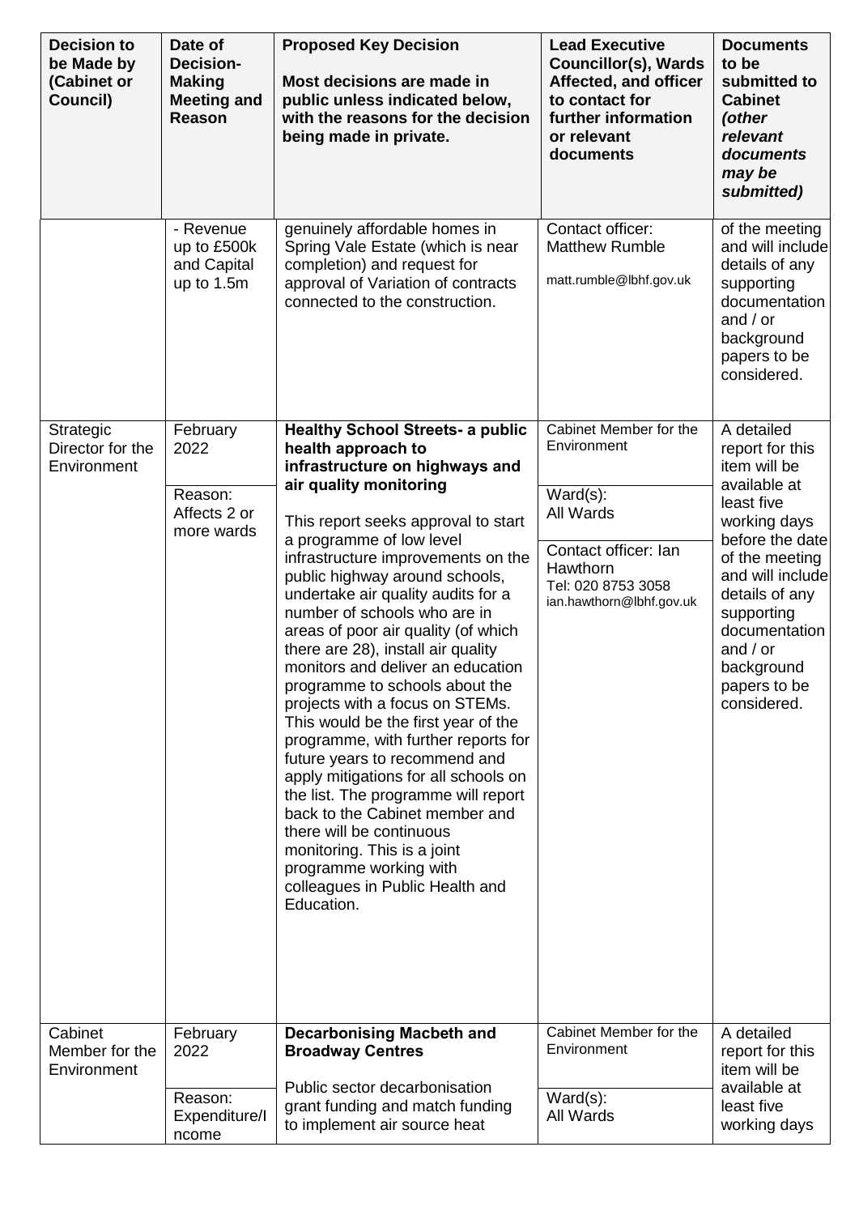| Decision to be Made by (Cabinet or Council) | Date of Decision-Making Meeting and Reason | Proposed Key Decision<br><br>Most decisions are made in public unless indicated below, with the reasons for the decision being made in private. | Lead Executive Councillor(s), Wards Affected, and officer to contact for further information or relevant documents | Documents to be submitted to Cabinet *(other relevant documents may be submitted)* |
|---|---|---|---|---|
| | - Revenue up to £500k and Capital up to 1.5m | genuinely affordable homes in Spring Vale Estate (which is near completion) and request for approval of Variation of contracts connected to the construction. | Contact officer: Matthew Rumble<br>matt.rumble@lbhf.gov.uk | of the meeting and will include details of any supporting documentation and / or background papers to be considered. |
| Strategic Director for the Environment | February 2022<br><br>Reason: Affects 2 or more wards | **Healthy School Streets- a public health approach to infrastructure on highways and air quality monitoring**<br><br>This report seeks approval to start a programme of low level infrastructure improvements on the public highway around schools, undertake air quality audits for a number of schools who are in areas of poor air quality (of which there are 28), install air quality monitors and deliver an education programme to schools about the projects with a focus on STEMs. This would be the first year of the programme, with further reports for future years to recommend and apply mitigations for all schools on the list. The programme will report back to the Cabinet member and there will be continuous monitoring. This is a joint programme working with colleagues in Public Health and Education. | Cabinet Member for the Environment<br><br>Ward(s):<br>All Wards<br><br>Contact officer: Ian Hawthorn<br>Tel: 020 8753 3058<br>ian.hawthorn@lbhf.gov.uk | A detailed report for this item will be available at least five working days before the date of the meeting and will include details of any supporting documentation and / or background papers to be considered. |
| Cabinet Member for the Environment | February 2022<br><br>Reason: Expenditure/Income | **Decarbonising Macbeth and Broadway Centres**<br><br>Public sector decarbonisation grant funding and match funding to implement air source heat | Cabinet Member for the Environment<br><br>Ward(s):<br>All Wards | A detailed report for this item will be available at least five working days |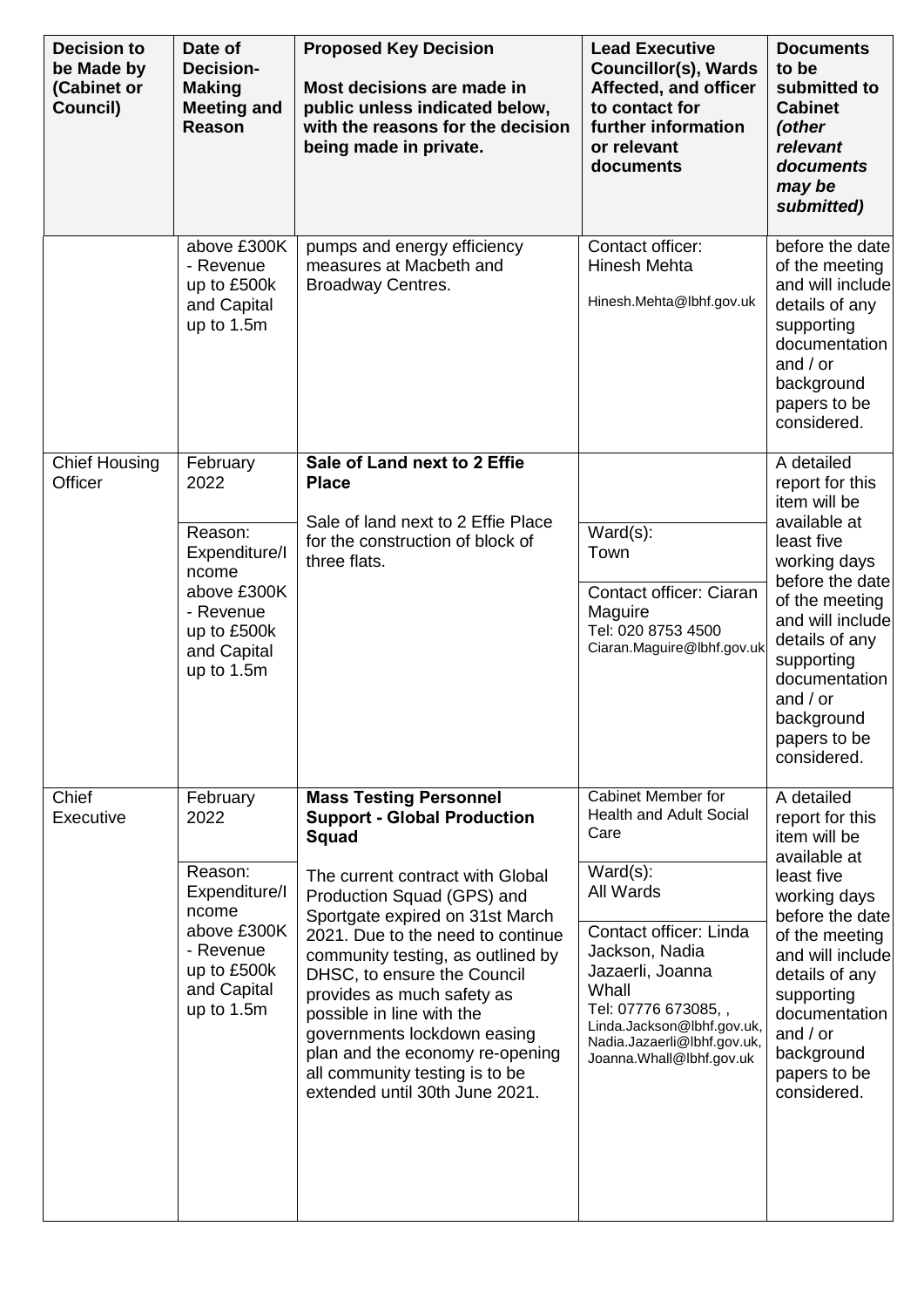| Decision to be Made by (Cabinet or Council) | Date of Decision-Making Meeting and Reason | Proposed Key Decision<br><br>Most decisions are made in public unless indicated below, with the reasons for the decision being made in private. | Lead Executive Councillor(s), Wards Affected, and officer to contact for further information or relevant documents | Documents to be submitted to Cabinet *(other relevant documents may be submitted)* |
|---|---|---|---|---|
| | above £300K - Revenue up to £500k and Capital up to 1.5m | pumps and energy efficiency measures at Macbeth and Broadway Centres. | Contact officer: Hinesh Mehta<br>Hinesh.Mehta@lbhf.gov.uk | before the date of the meeting and will include details of any supporting documentation and / or background papers to be considered. |
| Chief Housing Officer | February 2022<br><br>Reason: Expenditure/Income above £300K - Revenue up to £500k and Capital up to 1.5m | **Sale of Land next to 2 Effie Place**<br><br>Sale of land next to 2 Effie Place for the construction of block of three flats. | Ward(s): Town<br><br>Contact officer: Ciaran Maguire<br>Tel: 020 8753 4500<br>Ciaran.Maguire@lbhf.gov.uk | A detailed report for this item will be available at least five working days before the date of the meeting and will include details of any supporting documentation and / or background papers to be considered. |
| Chief Executive | February 2022<br><br>Reason: Expenditure/Income above £300K - Revenue up to £500k and Capital up to 1.5m | **Mass Testing Personnel Support - Global Production Squad**<br><br>The current contract with Global Production Squad (GPS) and Sportgate expired on 31st March 2021. Due to the need to continue community testing, as outlined by DHSC, to ensure the Council provides as much safety as possible in line with the governments lockdown easing plan and the economy re-opening all community testing is to be extended until 30th June 2021. | Cabinet Member for Health and Adult Social Care<br><br>Ward(s): All Wards<br><br>Contact officer: Linda Jackson, Nadia Jazaerli, Joanna Whall<br>Tel: 07776 673085, ,<br>Linda.Jackson@lbhf.gov.uk, Nadia.Jazaerli@lbhf.gov.uk, Joanna.Whall@lbhf.gov.uk | A detailed report for this item will be available at least five working days before the date of the meeting and will include details of any supporting documentation and / or background papers to be considered. |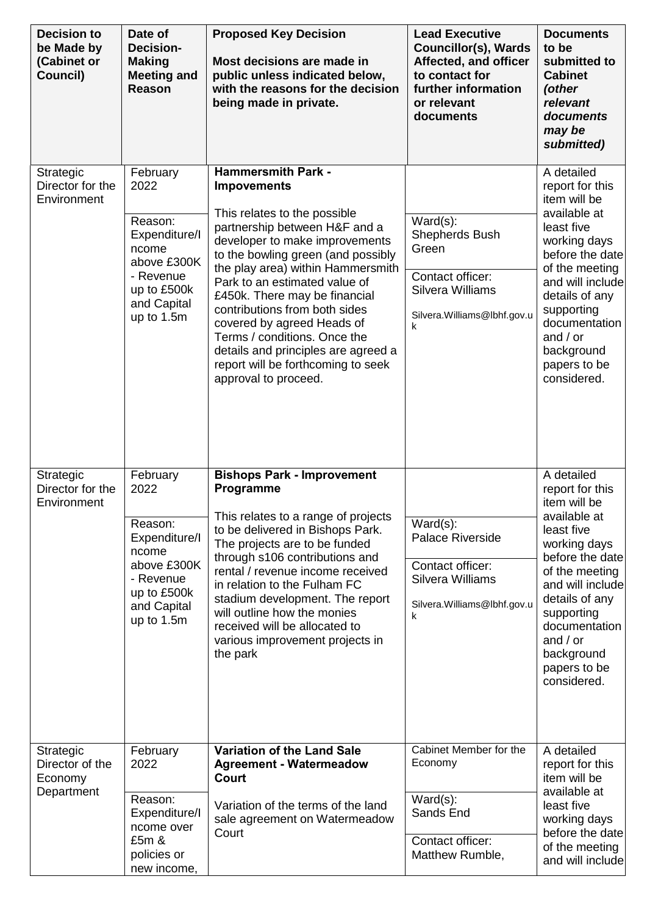| Decision to be Made by (Cabinet or Council) | Date of Decision-Making Meeting and Reason | Proposed Key Decision<br><br>Most decisions are made in public unless indicated below, with the reasons for the decision being made in private. | Lead Executive Councillor(s), Wards Affected, and officer to contact for further information or relevant documents | Documents to be submitted to Cabinet *(other relevant documents may be submitted)* |
|---|---|---|---|---|
| Strategic Director for the Environment | February 2022<br><br>Reason: Expenditure/Income above £300K - Revenue up to £500k and Capital up to 1.5m | **Hammersmith Park - Impovements**<br><br>This relates to the possible partnership between H&F and a developer to make improvements to the bowling green (and possibly the play area) within Hammersmith Park to an estimated value of £450k. There may be financial contributions from both sides covered by agreed Heads of Terms / conditions. Once the details and principles are agreed a report will be forthcoming to seek approval to proceed. | Ward(s):<br>Shepherds Bush Green<br><br>Contact officer:<br>Silvera Williams<br><br>Silvera.Williams@lbhf.gov.uk | A detailed report for this item will be available at least five working days before the date of the meeting and will include details of any supporting documentation and / or background papers to be considered. |
| Strategic Director for the Environment | February 2022<br><br>Reason: Expenditure/Income above £300K - Revenue up to £500k and Capital up to 1.5m | **Bishops Park - Improvement Programme**<br><br>This relates to a range of projects to be delivered in Bishops Park. The projects are to be funded through s106 contributions and rental / revenue income received in relation to the Fulham FC stadium development. The report will outline how the monies received will be allocated to various improvement projects in the park | Ward(s):<br>Palace Riverside<br><br>Contact officer:<br>Silvera Williams<br><br>Silvera.Williams@lbhf.gov.uk | A detailed report for this item will be available at least five working days before the date of the meeting and will include details of any supporting documentation and / or background papers to be considered. |
| Strategic Director of the Economy Department | February 2022<br><br>Reason: Expenditure/Income over £5m & policies or new income, | **Variation of the Land Sale Agreement - Watermeadow Court**<br><br>Variation of the terms of the land sale agreement on Watermeadow Court | Cabinet Member for the Economy<br><br>Ward(s):<br>Sands End<br><br>Contact officer:<br>Matthew Rumble, | A detailed report for this item will be available at least five working days before the date of the meeting and will include |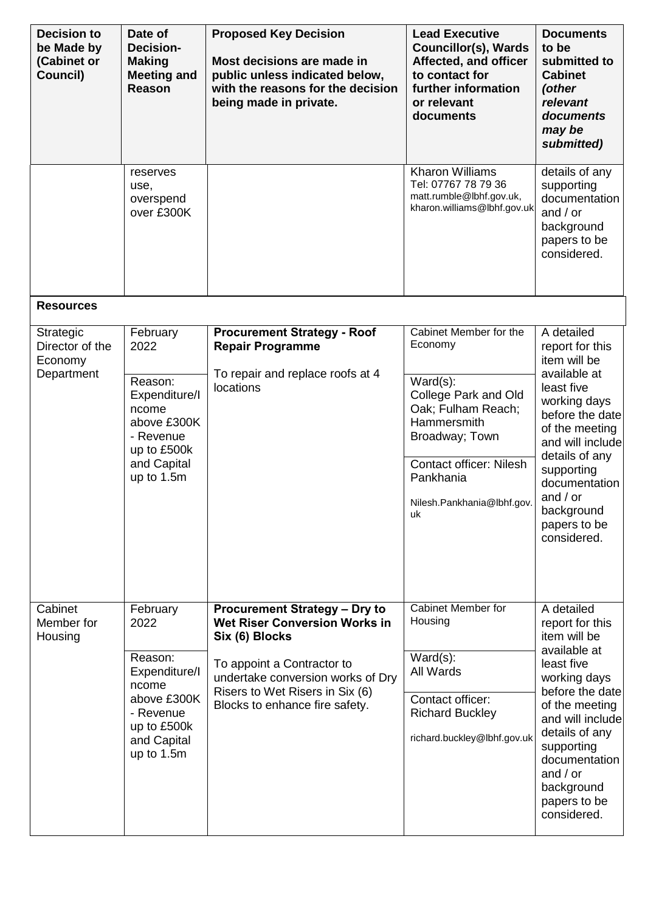| Decision to be Made by (Cabinet or Council) | Date of Decision-Making Meeting and Reason | Proposed Key Decision<br><br>Most decisions are made in public unless indicated below, with the reasons for the decision being made in private. | Lead Executive Councillor(s), Wards Affected, and officer to contact for further information or relevant documents | Documents to be submitted to Cabinet *(other relevant documents may be submitted)* |
|---|---|---|---|---|
| | reserves use, overspend over £300K | | Kharon Williams<br>Tel: 07767 78 79 36<br>matt.rumble@lbhf.gov.uk, kharon.williams@lbhf.gov.uk | details of any supporting documentation and / or background papers to be considered. |
| **Resources** | | | | |
| Strategic Director of the Economy Department | February 2022<br><br>Reason: Expenditure/Income above £300K - Revenue up to £500k and Capital up to 1.5m | **Procurement Strategy - Roof Repair Programme**<br><br>To repair and replace roofs at 4 locations | Cabinet Member for the Economy<br><br>Ward(s):<br>College Park and Old Oak; Fulham Reach; Hammersmith Broadway; Town<br><br>Contact officer: Nilesh Pankhania<br>Nilesh.Pankhania@lbhf.gov.uk | A detailed report for this item will be available at least five working days before the date of the meeting and will include details of any supporting documentation and / or background papers to be considered. |
| Cabinet Member for Housing | February 2022<br><br>Reason: Expenditure/Income above £300K - Revenue up to £500k and Capital up to 1.5m | **Procurement Strategy – Dry to Wet Riser Conversion Works in Six (6) Blocks**<br><br>To appoint a Contractor to undertake conversion works of Dry Risers to Wet Risers in Six (6) Blocks to enhance fire safety. | Cabinet Member for Housing<br><br>Ward(s):<br>All Wards<br><br>Contact officer: Richard Buckley<br>richard.buckley@lbhf.gov.uk | A detailed report for this item will be available at least five working days before the date of the meeting and will include details of any supporting documentation and / or background papers to be considered. |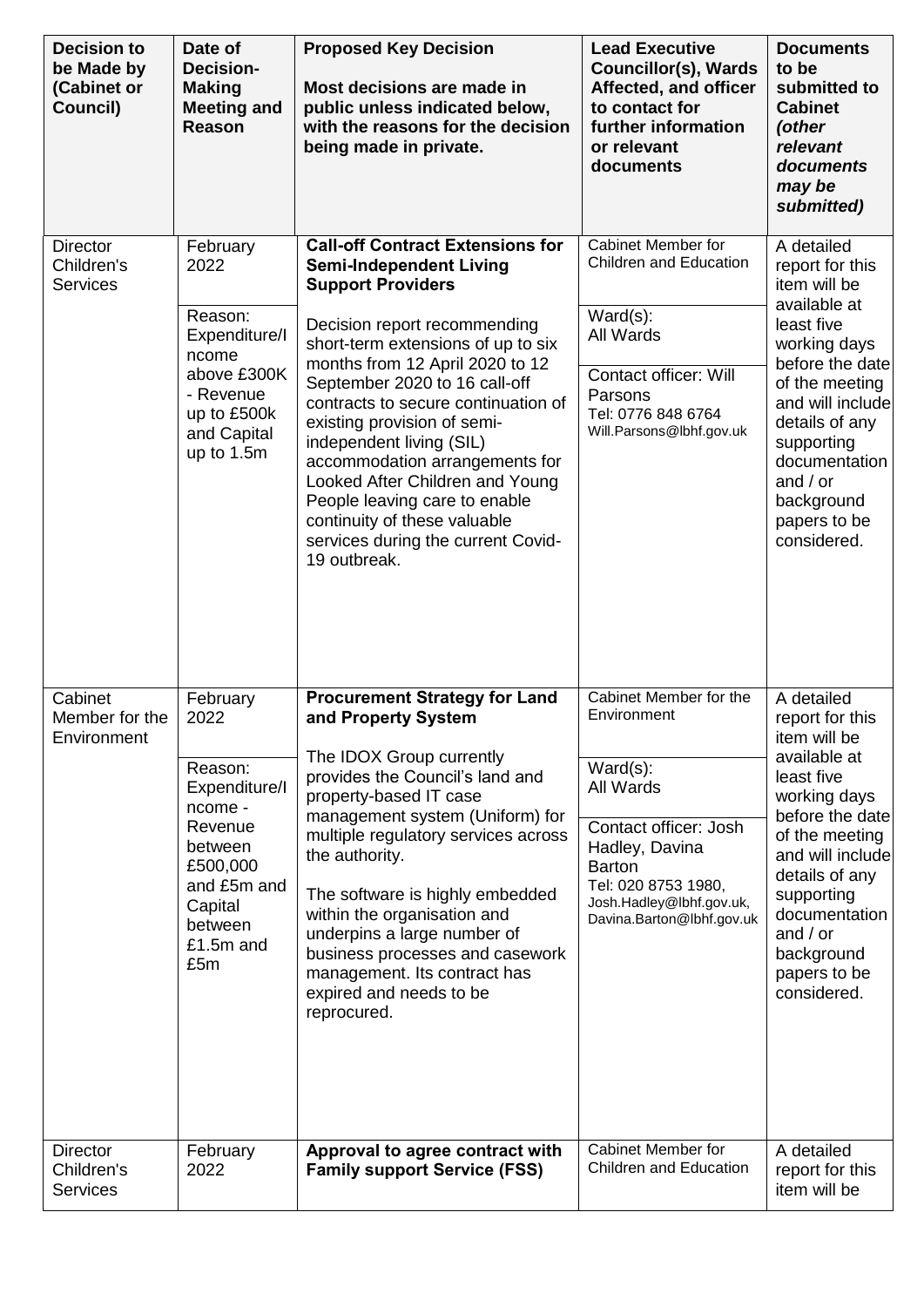| Decision to be Made by (Cabinet or Council) | Date of Decision-Making Meeting and Reason | Proposed Key Decision<br><br>Most decisions are made in public unless indicated below, with the reasons for the decision being made in private. | Lead Executive Councillor(s), Wards Affected, and officer to contact for further information or relevant documents | Documents to be submitted to Cabinet *(other relevant documents may be submitted)* |
|---|---|---|---|---|
| Director Children's Services | February 2022<br><br>Reason: Expenditure/Income above £300K - Revenue up to £500k and Capital up to 1.5m | **Call-off Contract Extensions for Semi-Independent Living Support Providers**<br><br>Decision report recommending short-term extensions of up to six months from 12 April 2020 to 12 September 2020 to 16 call-off contracts to secure continuation of existing provision of semi-independent living (SIL) accommodation arrangements for Looked After Children and Young People leaving care to enable continuity of these valuable services during the current Covid-19 outbreak. | Cabinet Member for Children and Education<br><br>Ward(s):<br>All Wards<br><br>Contact officer: Will Parsons<br>Tel: 0776 848 6764<br>Will.Parsons@lbhf.gov.uk | A detailed report for this item will be available at least five working days before the date of the meeting and will include details of any supporting documentation and / or background papers to be considered. |
| Cabinet Member for the Environment | February 2022<br><br>Reason: Expenditure/Income - Revenue between £500,000 and £5m and Capital between £1.5m and £5m | **Procurement Strategy for Land and Property System**<br><br>The IDOX Group currently provides the Council's land and property-based IT case management system (Uniform) for multiple regulatory services across the authority.<br><br>The software is highly embedded within the organisation and underpins a large number of business processes and casework management. Its contract has expired and needs to be reprocured. | Cabinet Member for the Environment<br><br>Ward(s):<br>All Wards<br><br>Contact officer: Josh Hadley, Davina Barton<br>Tel: 020 8753 1980,<br>Josh.Hadley@lbhf.gov.uk,<br>Davina.Barton@lbhf.gov.uk | A detailed report for this item will be available at least five working days before the date of the meeting and will include details of any supporting documentation and / or background papers to be considered. |
| Director Children's Services | February 2022 | **Approval to agree contract with Family support Service (FSS)** | Cabinet Member for Children and Education | A detailed report for this item will be |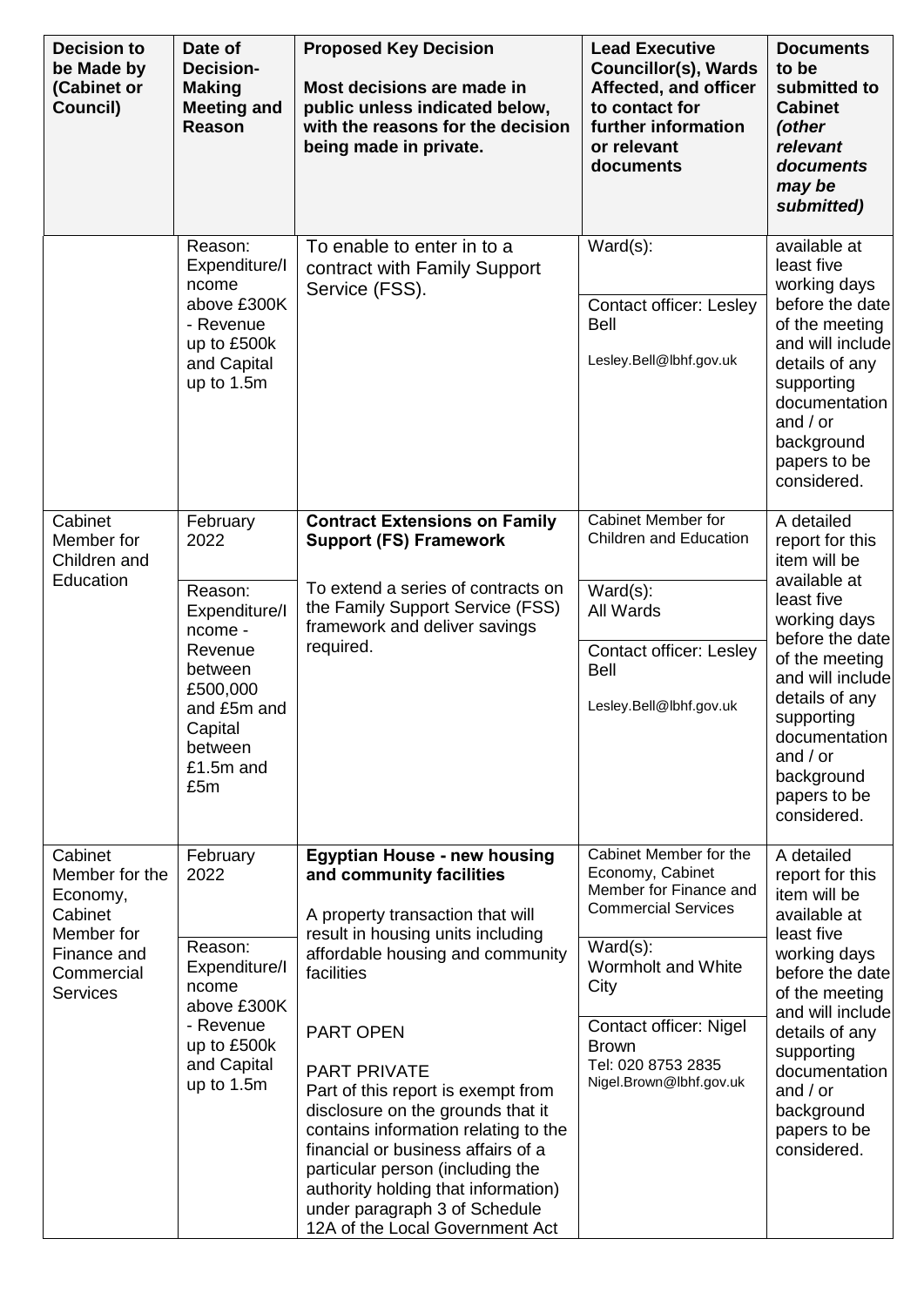| Decision to be Made by (Cabinet or Council) | Date of Decision-Making Meeting and Reason | Proposed Key Decision<br><br>Most decisions are made in public unless indicated below, with the reasons for the decision being made in private. | Lead Executive Councillor(s), Wards Affected, and officer to contact for further information or relevant documents | Documents to be submitted to Cabinet *(other relevant documents may be submitted)* |
|---|---|---|---|---|
| | Reason: Expenditure/Income above £300K - Revenue up to £500k and Capital up to 1.5m | To enable to enter in to a contract with Family Support Service (FSS). | Ward(s):<br><br>Contact officer: Lesley Bell<br>Lesley.Bell@lbhf.gov.uk | available at least five working days before the date of the meeting and will include details of any supporting documentation and / or background papers to be considered. |
| Cabinet Member for Children and Education | February 2022<br><br>Reason: Expenditure/Income - Revenue between £500,000 and £5m and Capital between £1.5m and £5m | **Contract Extensions on Family Support (FS) Framework**<br><br>To extend a series of contracts on the Family Support Service (FSS) framework and deliver savings required. | Cabinet Member for Children and Education<br><br>Ward(s):<br>All Wards<br><br>Contact officer: Lesley Bell<br>Lesley.Bell@lbhf.gov.uk | A detailed report for this item will be available at least five working days before the date of the meeting and will include details of any supporting documentation and / or background papers to be considered. |
| Cabinet Member for the Economy, Cabinet Member for Finance and Commercial Services | February 2022<br><br>Reason: Expenditure/Income above £300K - Revenue up to £500k and Capital up to 1.5m | **Egyptian House - new housing and community facilities**<br><br>A property transaction that will result in housing units including affordable housing and community facilities<br><br>PART OPEN<br><br>PART PRIVATE<br>Part of this report is exempt from disclosure on the grounds that it contains information relating to the financial or business affairs of a particular person (including the authority holding that information) under paragraph 3 of Schedule 12A of the Local Government Act | Cabinet Member for the Economy, Cabinet Member for Finance and Commercial Services<br><br>Ward(s):<br>Wormholt and White City<br><br>Contact officer: Nigel Brown<br>Tel: 020 8753 2835<br>Nigel.Brown@lbhf.gov.uk | A detailed report for this item will be available at least five working days before the date of the meeting and will include details of any supporting documentation and / or background papers to be considered. |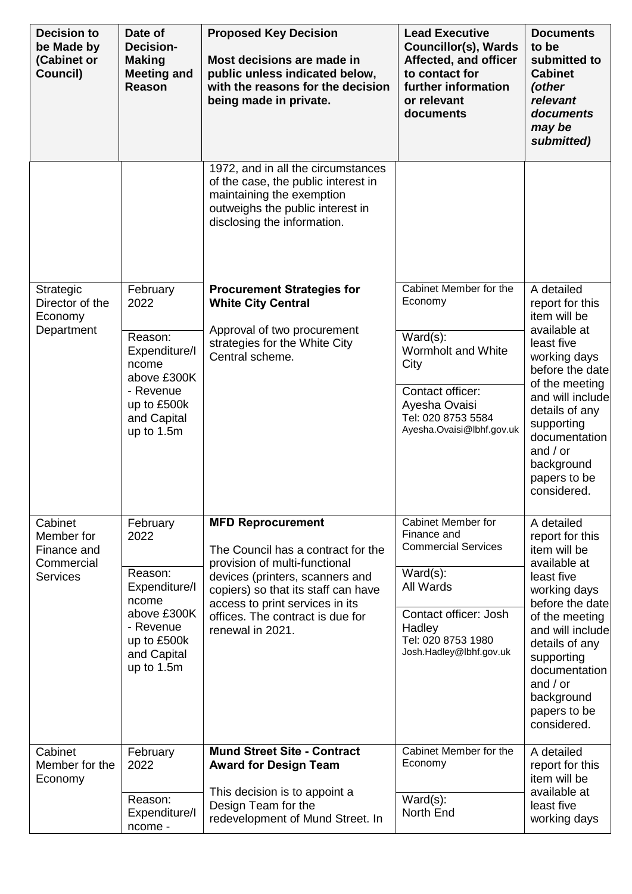| Decision to be Made by (Cabinet or Council) | Date of Decision-Making Meeting and Reason | Proposed Key Decision<br><br>Most decisions are made in public unless indicated below, with the reasons for the decision being made in private. | Lead Executive Councillor(s), Wards Affected, and officer to contact for further information or relevant documents | Documents to be submitted to Cabinet *(other relevant documents may be submitted)* |
|---|---|---|---|---|
| | | 1972, and in all the circumstances of the case, the public interest in maintaining the exemption outweighs the public interest in disclosing the information. | | |
| Strategic Director of the Economy Department | February 2022<br><br>Reason: Expenditure/Income above £300K - Revenue up to £500k and Capital up to 1.5m | **Procurement Strategies for White City Central**<br><br>Approval of two procurement strategies for the White City Central scheme. | Cabinet Member for the Economy<br><br>Ward(s): Wormholt and White City<br><br>Contact officer: Ayesha Ovaisi<br>Tel: 020 8753 5584<br>Ayesha.Ovaisi@lbhf.gov.uk | A detailed report for this item will be available at least five working days before the date of the meeting and will include details of any supporting documentation and / or background papers to be considered. |
| Cabinet Member for Finance and Commercial Services | February 2022<br><br>Reason: Expenditure/Income above £300K - Revenue up to £500k and Capital up to 1.5m | **MFD Reprocurement**<br><br>The Council has a contract for the provision of multi-functional devices (printers, scanners and copiers) so that its staff can have access to print services in its offices. The contract is due for renewal in 2021. | Cabinet Member for Finance and Commercial Services<br><br>Ward(s): All Wards<br><br>Contact officer: Josh Hadley<br>Tel: 020 8753 1980<br>Josh.Hadley@lbhf.gov.uk | A detailed report for this item will be available at least five working days before the date of the meeting and will include details of any supporting documentation and / or background papers to be considered. |
| Cabinet Member for the Economy | February 2022<br><br>Reason: Expenditure/Income - | **Mund Street Site - Contract Award for Design Team**<br><br>This decision is to appoint a Design Team for the redevelopment of Mund Street. In | Cabinet Member for the Economy<br><br>Ward(s): North End | A detailed report for this item will be available at least five working days |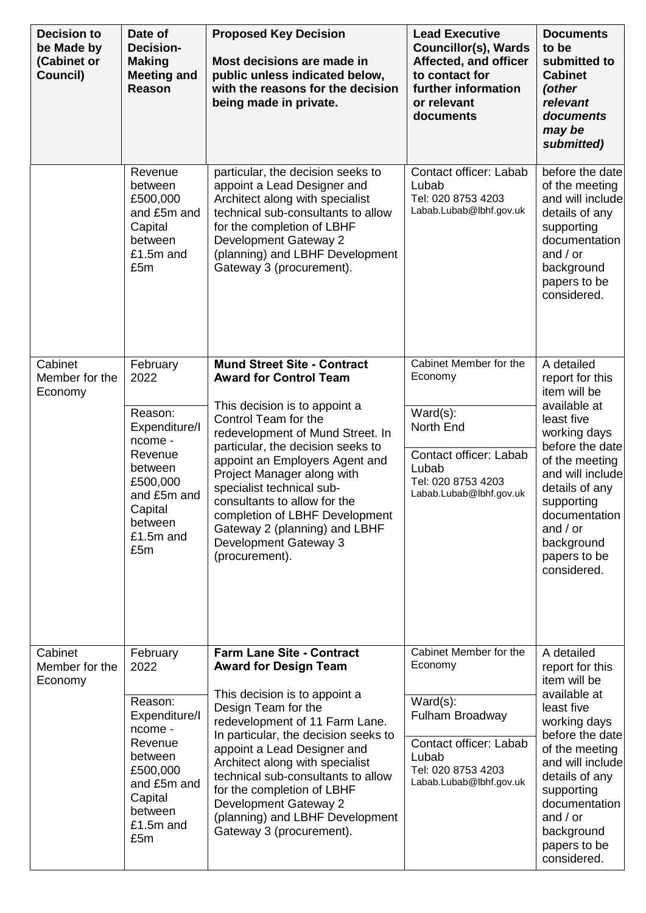| Decision to be Made by (Cabinet or Council) | Date of Decision-Making Meeting and Reason | Proposed Key Decision<br><br>Most decisions are made in public unless indicated below, with the reasons for the decision being made in private. | Lead Executive Councillor(s), Wards Affected, and officer to contact for further information or relevant documents | Documents to be submitted to Cabinet *(other relevant documents may be submitted)* |
|---|---|---|---|---|
| | Revenue between £500,000 and £5m and Capital between £1.5m and £5m | particular, the decision seeks to appoint a Lead Designer and Architect along with specialist technical sub-consultants to allow for the completion of LBHF Development Gateway 2 (planning) and LBHF Development Gateway 3 (procurement). | Contact officer: Labab Lubab<br>Tel: 020 8753 4203<br>Labab.Lubab@lbhf.gov.uk | before the date of the meeting and will include details of any supporting documentation and / or background papers to be considered. |
| Cabinet Member for the Economy | February 2022<br><br>Reason: Expenditure/Income - Revenue between £500,000 and £5m and Capital between £1.5m and £5m | **Mund Street Site - Contract Award for Control Team**<br><br>This decision is to appoint a Control Team for the redevelopment of Mund Street. In particular, the decision seeks to appoint an Employers Agent and Project Manager along with specialist technical sub-consultants to allow for the completion of LBHF Development Gateway 2 (planning) and LBHF Development Gateway 3 (procurement). | Cabinet Member for the Economy<br><br>Ward(s):<br>North End<br><br>Contact officer: Labab Lubab<br>Tel: 020 8753 4203<br>Labab.Lubab@lbhf.gov.uk | A detailed report for this item will be available at least five working days before the date of the meeting and will include details of any supporting documentation and / or background papers to be considered. |
| Cabinet Member for the Economy | February 2022<br><br>Reason: Expenditure/Income - Revenue between £500,000 and £5m and Capital between £1.5m and £5m | **Farm Lane Site - Contract Award for Design Team**<br><br>This decision is to appoint a Design Team for the redevelopment of 11 Farm Lane. In particular, the decision seeks to appoint a Lead Designer and Architect along with specialist technical sub-consultants to allow for the completion of LBHF Development Gateway 2 (planning) and LBHF Development Gateway 3 (procurement). | Cabinet Member for the Economy<br><br>Ward(s):<br>Fulham Broadway<br><br>Contact officer: Labab Lubab<br>Tel: 020 8753 4203<br>Labab.Lubab@lbhf.gov.uk | A detailed report for this item will be available at least five working days before the date of the meeting and will include details of any supporting documentation and / or background papers to be considered. |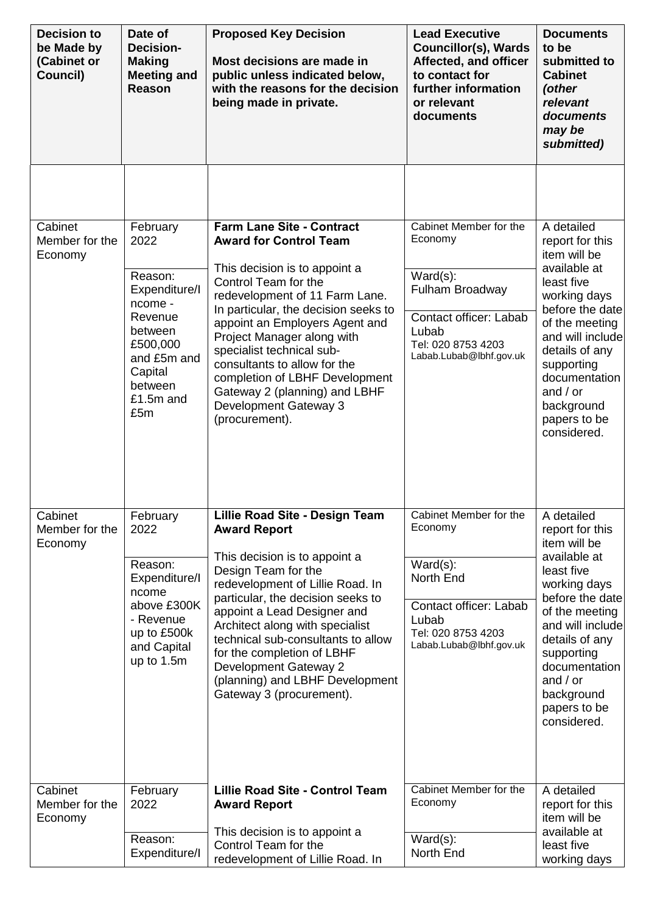| Decision to be Made by (Cabinet or Council) | Date of Decision-Making Meeting and Reason | Proposed Key Decision<br><br>Most decisions are made in public unless indicated below, with the reasons for the decision being made in private. | Lead Executive Councillor(s), Wards Affected, and officer to contact for further information or relevant documents | Documents to be submitted to Cabinet *(other relevant documents may be submitted)* |
|---|---|---|---|---|
| | | | | |
| Cabinet Member for the Economy | February 2022<br><br>Reason: Expenditure/Income - Revenue between £500,000 and £5m and Capital between £1.5m and £5m | **Farm Lane Site - Contract Award for Control Team**<br><br>This decision is to appoint a Control Team for the redevelopment of 11 Farm Lane. In particular, the decision seeks to appoint an Employers Agent and Project Manager along with specialist technical sub-consultants to allow for the completion of LBHF Development Gateway 2 (planning) and LBHF Development Gateway 3 (procurement). | Cabinet Member for the Economy<br><br>Ward(s): Fulham Broadway<br><br>Contact officer: Labab Lubab<br>Tel: 020 8753 4203<br>Labab.Lubab@lbhf.gov.uk | A detailed report for this item will be available at least five working days before the date of the meeting and will include details of any supporting documentation and / or background papers to be considered. |
| Cabinet Member for the Economy | February 2022<br><br>Reason: Expenditure/Income above £300K - Revenue up to £500k and Capital up to 1.5m | **Lillie Road Site - Design Team Award Report**<br><br>This decision is to appoint a Design Team for the redevelopment of Lillie Road. In particular, the decision seeks to appoint a Lead Designer and Architect along with specialist technical sub-consultants to allow for the completion of LBHF Development Gateway 2 (planning) and LBHF Development Gateway 3 (procurement). | Cabinet Member for the Economy<br><br>Ward(s): North End<br><br>Contact officer: Labab Lubab<br>Tel: 020 8753 4203<br>Labab.Lubab@lbhf.gov.uk | A detailed report for this item will be available at least five working days before the date of the meeting and will include details of any supporting documentation and / or background papers to be considered. |
| Cabinet Member for the Economy | February 2022<br><br>Reason: Expenditure/I | **Lillie Road Site - Control Team Award Report**<br><br>This decision is to appoint a Control Team for the redevelopment of Lillie Road. In | Cabinet Member for the Economy<br><br>Ward(s): North End | A detailed report for this item will be available at least five working days |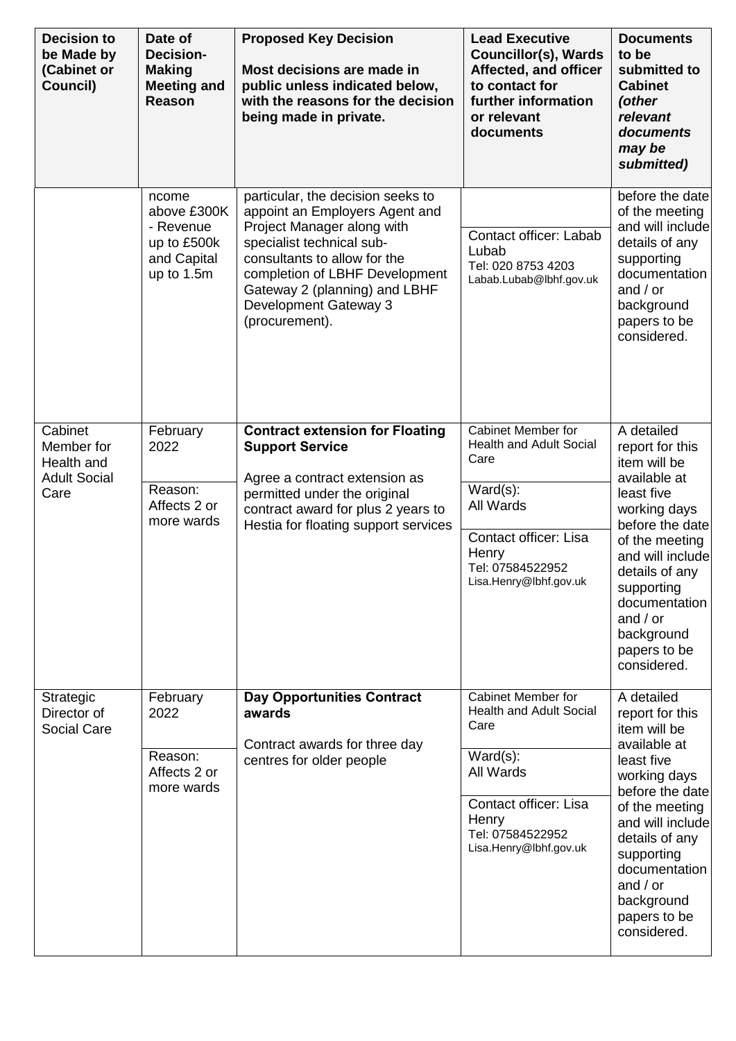| Decision to be Made by (Cabinet or Council) | Date of Decision-Making Meeting and Reason | Proposed Key Decision<br><br>Most decisions are made in public unless indicated below, with the reasons for the decision being made in private. | Lead Executive Councillor(s), Wards Affected, and officer to contact for further information or relevant documents | Documents to be submitted to Cabinet *(other relevant documents may be submitted)* |
|---|---|---|---|---|
| | ncome above £300K - Revenue up to £500k and Capital up to 1.5m | particular, the decision seeks to appoint an Employers Agent and Project Manager along with specialist technical sub-consultants to allow for the completion of LBHF Development Gateway 2 (planning) and LBHF Development Gateway 3 (procurement). | Contact officer: Labab Lubab<br>Tel: 020 8753 4203<br>Labab.Lubab@lbhf.gov.uk | before the date of the meeting and will include details of any supporting documentation and / or background papers to be considered. |
| Cabinet Member for Health and Adult Social Care | February 2022<br><br>Reason: Affects 2 or more wards | **Contract extension for Floating Support Service**<br><br>Agree a contract extension as permitted under the original contract award for plus 2 years to Hestia for floating support services | Cabinet Member for Health and Adult Social Care<br><br>Ward(s):<br>All Wards<br><br>Contact officer: Lisa Henry<br>Tel: 07584522952<br>Lisa.Henry@lbhf.gov.uk | A detailed report for this item will be available at least five working days before the date of the meeting and will include details of any supporting documentation and / or background papers to be considered. |
| Strategic Director of Social Care | February 2022<br><br>Reason: Affects 2 or more wards | **Day Opportunities Contract awards**<br><br>Contract awards for three day centres for older people | Cabinet Member for Health and Adult Social Care<br><br>Ward(s):<br>All Wards<br><br>Contact officer: Lisa Henry<br>Tel: 07584522952<br>Lisa.Henry@lbhf.gov.uk | A detailed report for this item will be available at least five working days before the date of the meeting and will include details of any supporting documentation and / or background papers to be considered. |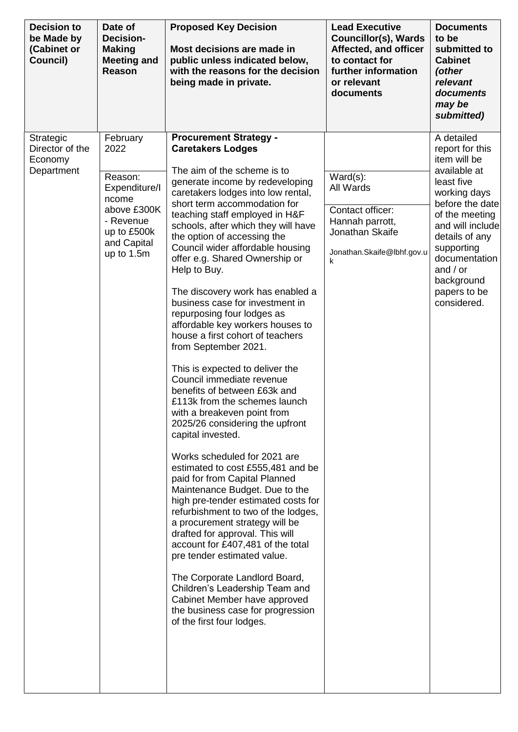| Decision to be Made by (Cabinet or Council) | Date of Decision-Making Meeting and Reason | Proposed Key Decision<br><br>Most decisions are made in public unless indicated below, with the reasons for the decision being made in private. | Lead Executive Councillor(s), Wards Affected, and officer to contact for further information or relevant documents | Documents to be submitted to Cabinet *(other relevant documents may be submitted)* |
|---|---|---|---|---|
| Strategic Director of the Economy Department | February 2022<br><br>Reason: Expenditure/Income above £300K - Revenue up to £500k and Capital up to 1.5m | **Procurement Strategy - Caretakers Lodges**<br><br>The aim of the scheme is to generate income by redeveloping caretakers lodges into low rental, short term accommodation for teaching staff employed in H&F schools, after which they will have the option of accessing the Council wider affordable housing offer e.g. Shared Ownership or Help to Buy.<br><br>The discovery work has enabled a business case for investment in repurposing four lodges as affordable key workers houses to house a first cohort of teachers from September 2021.<br><br>This is expected to deliver the Council immediate revenue benefits of between £63k and £113k from the schemes launch with a breakeven point from 2025/26 considering the upfront capital invested.<br><br>Works scheduled for 2021 are estimated to cost £555,481 and be paid for from Capital Planned Maintenance Budget. Due to the high pre-tender estimated costs for refurbishment to two of the lodges, a procurement strategy will be drafted for approval. This will account for £407,481 of the total pre tender estimated value.<br><br>The Corporate Landlord Board, Children's Leadership Team and Cabinet Member have approved the business case for progression of the first four lodges. | Ward(s):<br>All Wards<br><br>Contact officer:<br>Hannah parrott, Jonathan Skaife<br><br>Jonathan.Skaife@lbhf.gov.uk | A detailed report for this item will be available at least five working days before the date of the meeting and will include details of any supporting documentation and / or background papers to be considered. |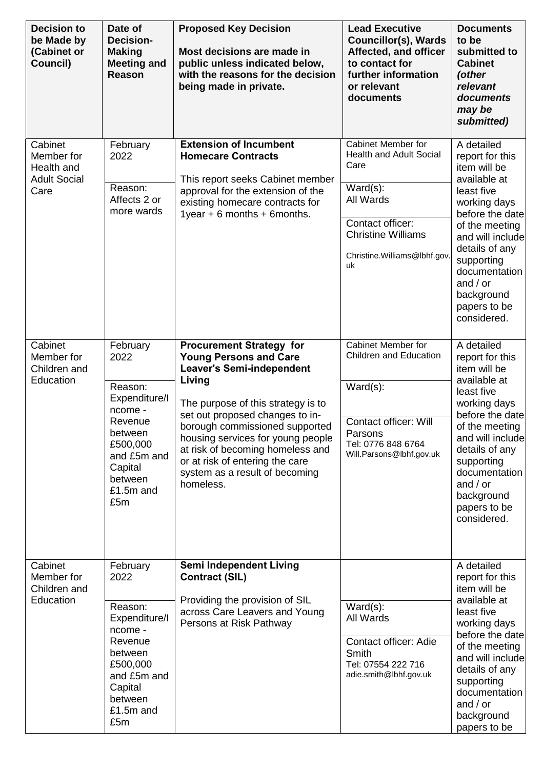| Decision to be Made by (Cabinet or Council) | Date of Decision-Making Meeting and Reason | Proposed Key Decision<br><br>Most decisions are made in public unless indicated below, with the reasons for the decision being made in private. | Lead Executive Councillor(s), Wards Affected, and officer to contact for further information or relevant documents | Documents to be submitted to Cabinet *(other relevant documents may be submitted)* |
|---|---|---|---|---|
| Cabinet Member for Health and Adult Social Care | February 2022<br><br>Reason: Affects 2 or more wards | **Extension of Incumbent Homecare Contracts**<br><br>This report seeks Cabinet member approval for the extension of the existing homecare contracts for 1year + 6 months + 6months. | Cabinet Member for Health and Adult Social Care<br><br>Ward(s):<br>All Wards<br><br>Contact officer: Christine Williams<br><br>Christine.Williams@lbhf.gov.uk | A detailed report for this item will be available at least five working days before the date of the meeting and will include details of any supporting documentation and / or background papers to be considered. |
| Cabinet Member for Children and Education | February 2022<br><br>Reason: Expenditure/Income - Revenue between £500,000 and £5m and Capital between £1.5m and £5m | **Procurement Strategy for Young Persons and Care Leaver's Semi-independent Living**<br><br>The purpose of this strategy is to set out proposed changes to in-borough commissioned supported housing services for young people at risk of becoming homeless and or at risk of entering the care system as a result of becoming homeless. | Cabinet Member for Children and Education<br><br>Ward(s):<br><br>Contact officer: Will Parsons<br>Tel: 0776 848 6764<br>Will.Parsons@lbhf.gov.uk | A detailed report for this item will be available at least five working days before the date of the meeting and will include details of any supporting documentation and / or background papers to be considered. |
| Cabinet Member for Children and Education | February 2022<br><br>Reason: Expenditure/Income - Revenue between £500,000 and £5m and Capital between £1.5m and £5m | **Semi Independent Living Contract (SIL)**<br><br>Providing the provision of SIL across Care Leavers and Young Persons at Risk Pathway | Ward(s):<br>All Wards<br><br>Contact officer: Adie Smith<br>Tel: 07554 222 716<br>adie.smith@lbhf.gov.uk | A detailed report for this item will be available at least five working days before the date of the meeting and will include details of any supporting documentation and / or background papers to be |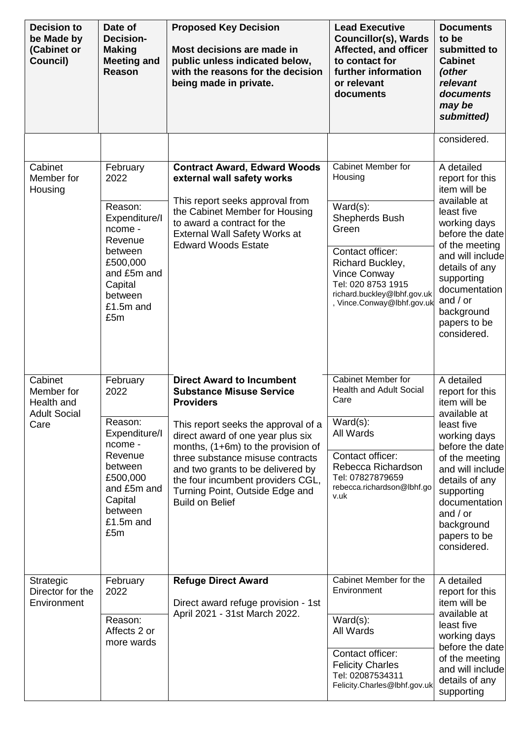| Decision to be Made by (Cabinet or Council) | Date of Decision-Making Meeting and Reason | Proposed Key Decision<br><br>Most decisions are made in public unless indicated below, with the reasons for the decision being made in private. | Lead Executive Councillor(s), Wards Affected, and officer to contact for further information or relevant documents | Documents to be submitted to Cabinet *(other relevant documents may be submitted)* |
|---|---|---|---|---|
| | | | | considered. |
| Cabinet Member for Housing | February 2022<br><br>Reason: Expenditure/Income - Revenue between £500,000 and £5m and Capital between £1.5m and £5m | **Contract Award, Edward Woods external wall safety works**<br><br>This report seeks approval from the Cabinet Member for Housing to award a contract for the External Wall Safety Works at Edward Woods Estate | Cabinet Member for Housing<br><br>Ward(s):<br>Shepherds Bush Green<br><br>Contact officer:<br>Richard Buckley, Vince Conway<br>Tel: 020 8753 1915<br>richard.buckley@lbhf.gov.uk, Vince.Conway@lbhf.gov.uk | A detailed report for this item will be available at least five working days before the date of the meeting and will include details of any supporting documentation and / or background papers to be considered. |
| Cabinet Member for Health and Adult Social Care | February 2022<br><br>Reason: Expenditure/Income - Revenue between £500,000 and £5m and Capital between £1.5m and £5m | **Direct Award to Incumbent Substance Misuse Service Providers**<br><br>This report seeks the approval of a direct award of one year plus six months, (1+6m) to the provision of three substance misuse contracts and two grants to be delivered by the four incumbent providers CGL, Turning Point, Outside Edge and Build on Belief | Cabinet Member for Health and Adult Social Care<br><br>Ward(s):<br>All Wards<br><br>Contact officer:<br>Rebecca Richardson<br>Tel: 07827879659<br>rebecca.richardson@lbhf.gov.uk | A detailed report for this item will be available at least five working days before the date of the meeting and will include details of any supporting documentation and / or background papers to be considered. |
| Strategic Director for the Environment | February 2022<br><br>Reason: Affects 2 or more wards | **Refuge Direct Award**<br><br>Direct award refuge provision - 1st April 2021 - 31st March 2022. | Cabinet Member for the Environment<br><br>Ward(s):<br>All Wards<br><br>Contact officer:<br>Felicity Charles<br>Tel: 02087534311<br>Felicity.Charles@lbhf.gov.uk | A detailed report for this item will be available at least five working days before the date of the meeting and will include details of any supporting |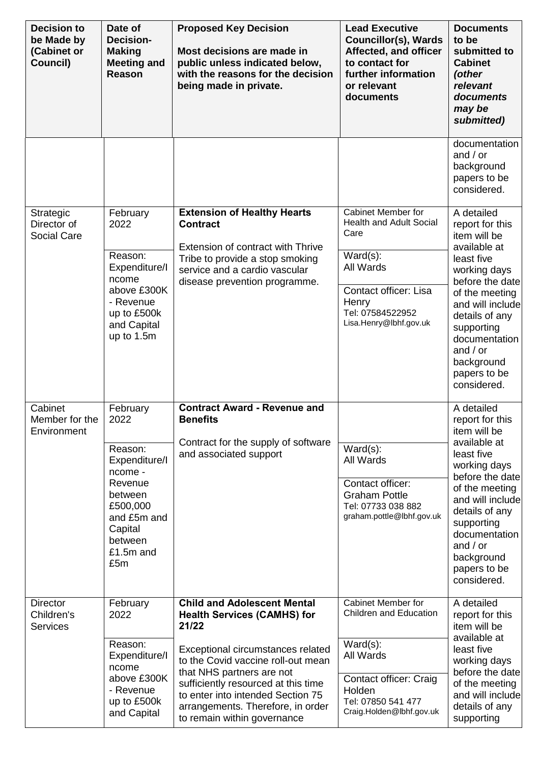| Decision to be Made by (Cabinet or Council) | Date of Decision-Making Meeting and Reason | Proposed Key Decision<br><br>Most decisions are made in public unless indicated below, with the reasons for the decision being made in private. | Lead Executive Councillor(s), Wards Affected, and officer to contact for further information or relevant documents | Documents to be submitted to Cabinet *(other relevant documents may be submitted)* |
|---|---|---|---|---|
| | | | | documentation and / or background papers to be considered. |
| Strategic Director of Social Care | February 2022<br><br>Reason: Expenditure/Income above £300K - Revenue up to £500k and Capital up to 1.5m | **Extension of Healthy Hearts Contract**<br><br>Extension of contract with Thrive Tribe to provide a stop smoking service and a cardio vascular disease prevention programme. | Cabinet Member for Health and Adult Social Care<br><br>Ward(s): All Wards<br><br>Contact officer: Lisa Henry<br>Tel: 07584522952<br>Lisa.Henry@lbhf.gov.uk | A detailed report for this item will be available at least five working days before the date of the meeting and will include details of any supporting documentation and / or background papers to be considered. |
| Cabinet Member for the Environment | February 2022<br><br>Reason: Expenditure/Income - Revenue between £500,000 and £5m and Capital between £1.5m and £5m | **Contract Award - Revenue and Benefits**<br><br>Contract for the supply of software and associated support | Ward(s): All Wards<br><br>Contact officer: Graham Pottle<br>Tel: 07733 038 882<br>graham.pottle@lbhf.gov.uk | A detailed report for this item will be available at least five working days before the date of the meeting and will include details of any supporting documentation and / or background papers to be considered. |
| Director Children's Services | February 2022<br><br>Reason: Expenditure/Income above £300K - Revenue up to £500k and Capital | **Child and Adolescent Mental Health Services (CAMHS) for 21/22**<br><br>Exceptional circumstances related to the Covid vaccine roll-out mean that NHS partners are not sufficiently resourced at this time to enter into intended Section 75 arrangements. Therefore, in order to remain within governance | Cabinet Member for Children and Education<br><br>Ward(s): All Wards<br><br>Contact officer: Craig Holden<br>Tel: 07850 541 477<br>Craig.Holden@lbhf.gov.uk | A detailed report for this item will be available at least five working days before the date of the meeting and will include details of any supporting |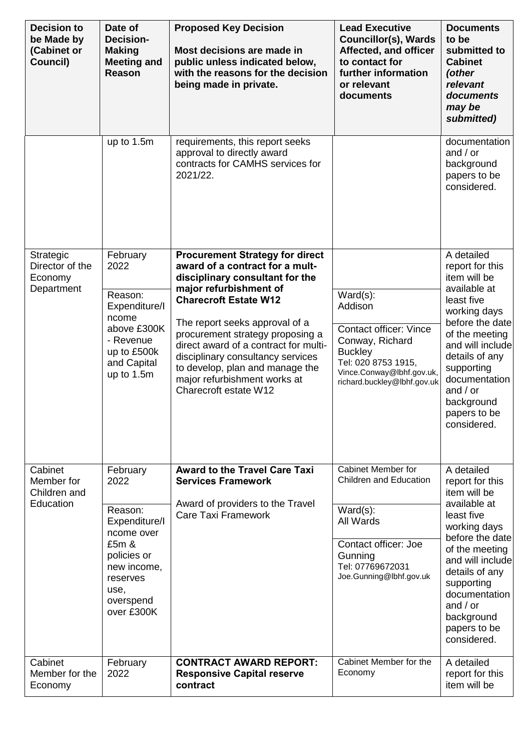| Decision to be Made by (Cabinet or Council) | Date of Decision-Making Meeting and Reason | Proposed Key Decision<br><br>Most decisions are made in public unless indicated below, with the reasons for the decision being made in private. | Lead Executive Councillor(s), Wards Affected, and officer to contact for further information or relevant documents | Documents to be submitted to Cabinet *(other relevant documents may be submitted)* |
|---|---|---|---|---|
| | up to 1.5m | requirements, this report seeks approval to directly award contracts for CAMHS services for 2021/22. | | documentation and / or background papers to be considered. |
| Strategic Director of the Economy Department | February 2022<br><br>Reason: Expenditure/Income above £300K - Revenue up to £500k and Capital up to 1.5m | **Procurement Strategy for direct award of a contract for a mult-disciplinary consultant for the major refurbishment of Charecroft Estate W12**<br><br>The report seeks approval of a procurement strategy proposing a direct award of a contract for multi-disciplinary consultancy services to develop, plan and manage the major refurbishment works at Charecroft estate W12 | Ward(s):<br>Addison<br><br>Contact officer: Vince Conway, Richard Buckley<br>Tel: 020 8753 1915, Vince.Conway@lbhf.gov.uk, richard.buckley@lbhf.gov.uk | A detailed report for this item will be available at least five working days before the date of the meeting and will include details of any supporting documentation and / or background papers to be considered. |
| Cabinet Member for Children and Education | February 2022<br><br>Reason: Expenditure/Income over £5m & policies or new income, reserves use, overspend over £300K | **Award to the Travel Care Taxi Services Framework**<br><br>Award of providers to the Travel Care Taxi Framework | Cabinet Member for Children and Education<br><br>Ward(s):<br>All Wards<br><br>Contact officer: Joe Gunning<br>Tel: 07769672031<br>Joe.Gunning@lbhf.gov.uk | A detailed report for this item will be available at least five working days before the date of the meeting and will include details of any supporting documentation and / or background papers to be considered. |
| Cabinet Member for the Economy | February 2022 | **CONTRACT AWARD REPORT: Responsive Capital reserve contract** | Cabinet Member for the Economy | A detailed report for this item will be |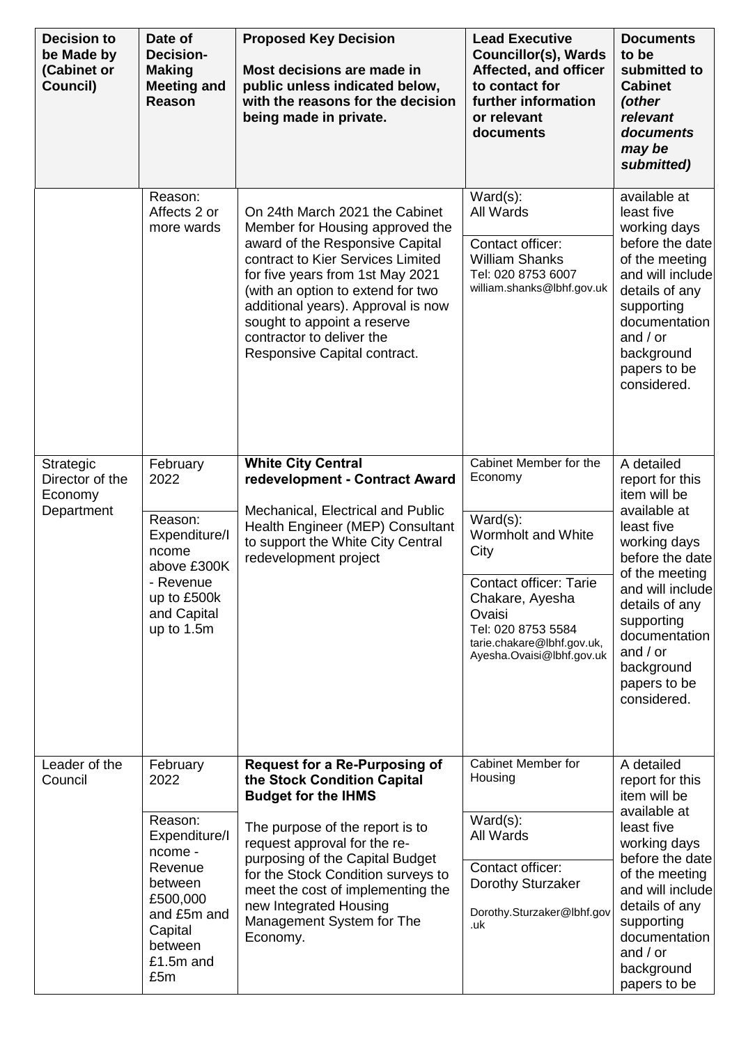| Decision to be Made by (Cabinet or Council) | Date of Decision-Making Meeting and Reason | Proposed Key Decision<br><br>Most decisions are made in public unless indicated below, with the reasons for the decision being made in private. | Lead Executive Councillor(s), Wards Affected, and officer to contact for further information or relevant documents | Documents to be submitted to Cabinet *(other relevant documents may be submitted)* |
|---|---|---|---|---|
| | Reason: Affects 2 or more wards | On 24th March 2021 the Cabinet Member for Housing approved the award of the Responsive Capital contract to Kier Services Limited for five years from 1st May 2021 (with an option to extend for two additional years). Approval is now sought to appoint a reserve contractor to deliver the Responsive Capital contract. | Ward(s): All Wards<br><br>Contact officer: William Shanks Tel: 020 8753 6007 william.shanks@lbhf.gov.uk | available at least five working days before the date of the meeting and will include details of any supporting documentation and / or background papers to be considered. |
| Strategic Director of the Economy Department | February 2022<br><br>Reason: Expenditure/Income above £300K - Revenue up to £500k and Capital up to 1.5m | **White City Central redevelopment - Contract Award**<br><br>Mechanical, Electrical and Public Health Engineer (MEP) Consultant to support the White City Central redevelopment project | Cabinet Member for the Economy<br><br>Ward(s): Wormholt and White City<br><br>Contact officer: Tarie Chakare, Ayesha Ovaisi Tel: 020 8753 5584 tarie.chakare@lbhf.gov.uk, Ayesha.Ovaisi@lbhf.gov.uk | A detailed report for this item will be available at least five working days before the date of the meeting and will include details of any supporting documentation and / or background papers to be considered. |
| Leader of the Council | February 2022<br><br>Reason: Expenditure/Income - Revenue between £500,000 and £5m and Capital between £1.5m and £5m | **Request for a Re-Purposing of the Stock Condition Capital Budget for the IHMS**<br><br>The purpose of the report is to request approval for the re-purposing of the Capital Budget for the Stock Condition surveys to meet the cost of implementing the new Integrated Housing Management System for The Economy. | Cabinet Member for Housing<br><br>Ward(s): All Wards<br><br>Contact officer: Dorothy Sturzaker<br><br>Dorothy.Sturzaker@lbhf.gov.uk | A detailed report for this item will be available at least five working days before the date of the meeting and will include details of any supporting documentation and / or background papers to be |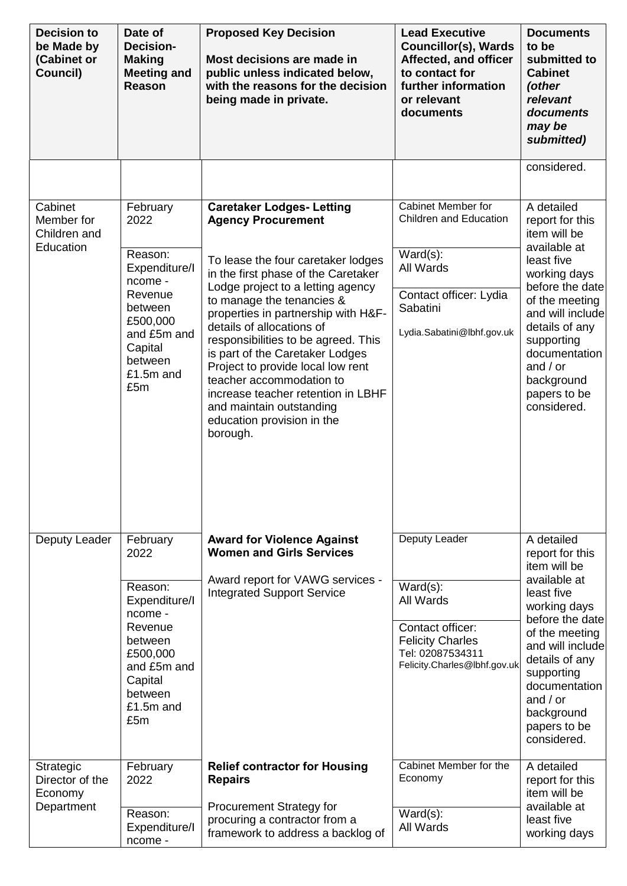| Decision to be Made by (Cabinet or Council) | Date of Decision-Making Meeting and Reason | Proposed Key Decision Most decisions are made in public unless indicated below, with the reasons for the decision being made in private. | Lead Executive Councillor(s), Wards Affected, and officer to contact for further information or relevant documents | Documents to be submitted to Cabinet *(other relevant documents may be submitted)* |
|---|---|---|---|---|
| | | | | considered. |
| Cabinet Member for Children and Education | February 2022<br><br>Reason: Expenditure/Income - Revenue between £500,000 and £5m and Capital between £1.5m and £5m | **Caretaker Lodges- Letting Agency Procurement**<br><br>To lease the four caretaker lodges in the first phase of the Caretaker Lodge project to a letting agency to manage the tenancies & properties in partnership with H&F- details of allocations of responsibilities to be agreed. This is part of the Caretaker Lodges Project to provide local low rent teacher accommodation to increase teacher retention in LBHF and maintain outstanding education provision in the borough. | Cabinet Member for Children and Education<br><br>Ward(s): All Wards<br><br>Contact officer: Lydia Sabatini<br>Lydia.Sabatini@lbhf.gov.uk | A detailed report for this item will be available at least five working days before the date of the meeting and will include details of any supporting documentation and / or background papers to be considered. |
| Deputy Leader | February 2022<br><br>Reason: Expenditure/Income - Revenue between £500,000 and £5m and Capital between £1.5m and £5m | **Award for Violence Against Women and Girls Services**<br><br>Award report for VAWG services - Integrated Support Service | Deputy Leader<br><br>Ward(s): All Wards<br><br>Contact officer: Felicity Charles<br>Tel: 02087534311<br>Felicity.Charles@lbhf.gov.uk | A detailed report for this item will be available at least five working days before the date of the meeting and will include details of any supporting documentation and / or background papers to be considered. |
| Strategic Director of the Economy Department | February 2022<br><br>Reason: Expenditure/Income - | **Relief contractor for Housing Repairs**<br><br>Procurement Strategy for procuring a contractor from a framework to address a backlog of | Cabinet Member for the Economy<br><br>Ward(s): All Wards | A detailed report for this item will be available at least five working days |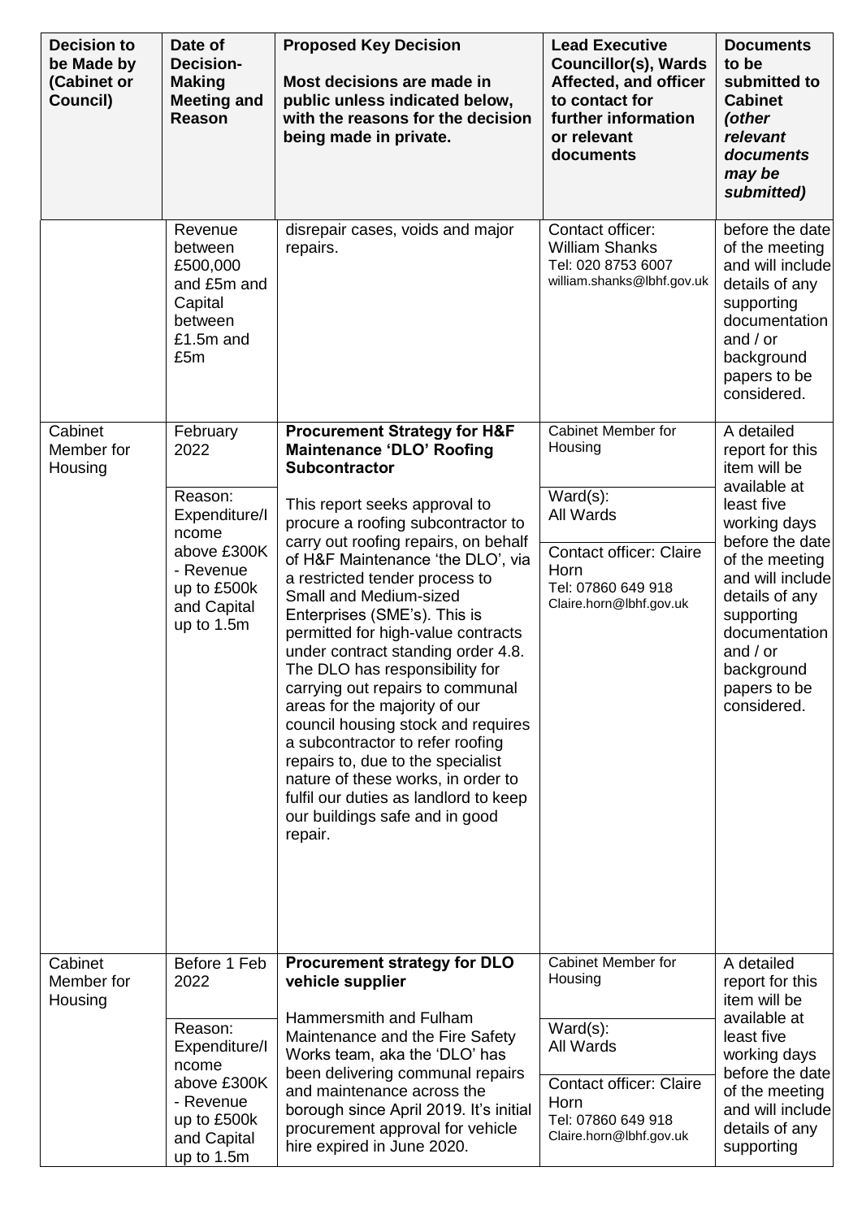| Decision to be Made by (Cabinet or Council) | Date of Decision-Making Meeting and Reason | Proposed Key Decision<br><br>Most decisions are made in public unless indicated below, with the reasons for the decision being made in private. | Lead Executive Councillor(s), Wards Affected, and officer to contact for further information or relevant documents | Documents to be submitted to Cabinet *(other relevant documents may be submitted)* |
|---|---|---|---|---|
| | Revenue between £500,000 and £5m and Capital between £1.5m and £5m | disrepair cases, voids and major repairs. | Contact officer: William Shanks<br>Tel: 020 8753 6007<br>william.shanks@lbhf.gov.uk | before the date of the meeting and will include details of any supporting documentation and / or background papers to be considered. |
| Cabinet Member for Housing | February 2022<br><br>Reason: Expenditure/Income above £300K - Revenue up to £500k and Capital up to 1.5m | **Procurement Strategy for H&F Maintenance 'DLO' Roofing Subcontractor**<br><br>This report seeks approval to procure a roofing subcontractor to carry out roofing repairs, on behalf of H&F Maintenance 'the DLO', via a restricted tender process to Small and Medium-sized Enterprises (SME's). This is permitted for high-value contracts under contract standing order 4.8. The DLO has responsibility for carrying out repairs to communal areas for the majority of our council housing stock and requires a subcontractor to refer roofing repairs to, due to the specialist nature of these works, in order to fulfil our duties as landlord to keep our buildings safe and in good repair. | Cabinet Member for Housing<br><br>Ward(s):<br>All Wards<br><br>Contact officer: Claire Horn<br>Tel: 07860 649 918<br>Claire.horn@lbhf.gov.uk | A detailed report for this item will be available at least five working days before the date of the meeting and will include details of any supporting documentation and / or background papers to be considered. |
| Cabinet Member for Housing | Before 1 Feb 2022<br><br>Reason: Expenditure/Income above £300K - Revenue up to £500k and Capital up to 1.5m | **Procurement strategy for DLO vehicle supplier**<br><br>Hammersmith and Fulham Maintenance and the Fire Safety Works team, aka the 'DLO' has been delivering communal repairs and maintenance across the borough since April 2019. It's initial procurement approval for vehicle hire expired in June 2020. | Cabinet Member for Housing<br><br>Ward(s):<br>All Wards<br><br>Contact officer: Claire Horn<br>Tel: 07860 649 918<br>Claire.horn@lbhf.gov.uk | A detailed report for this item will be available at least five working days before the date of the meeting and will include details of any supporting |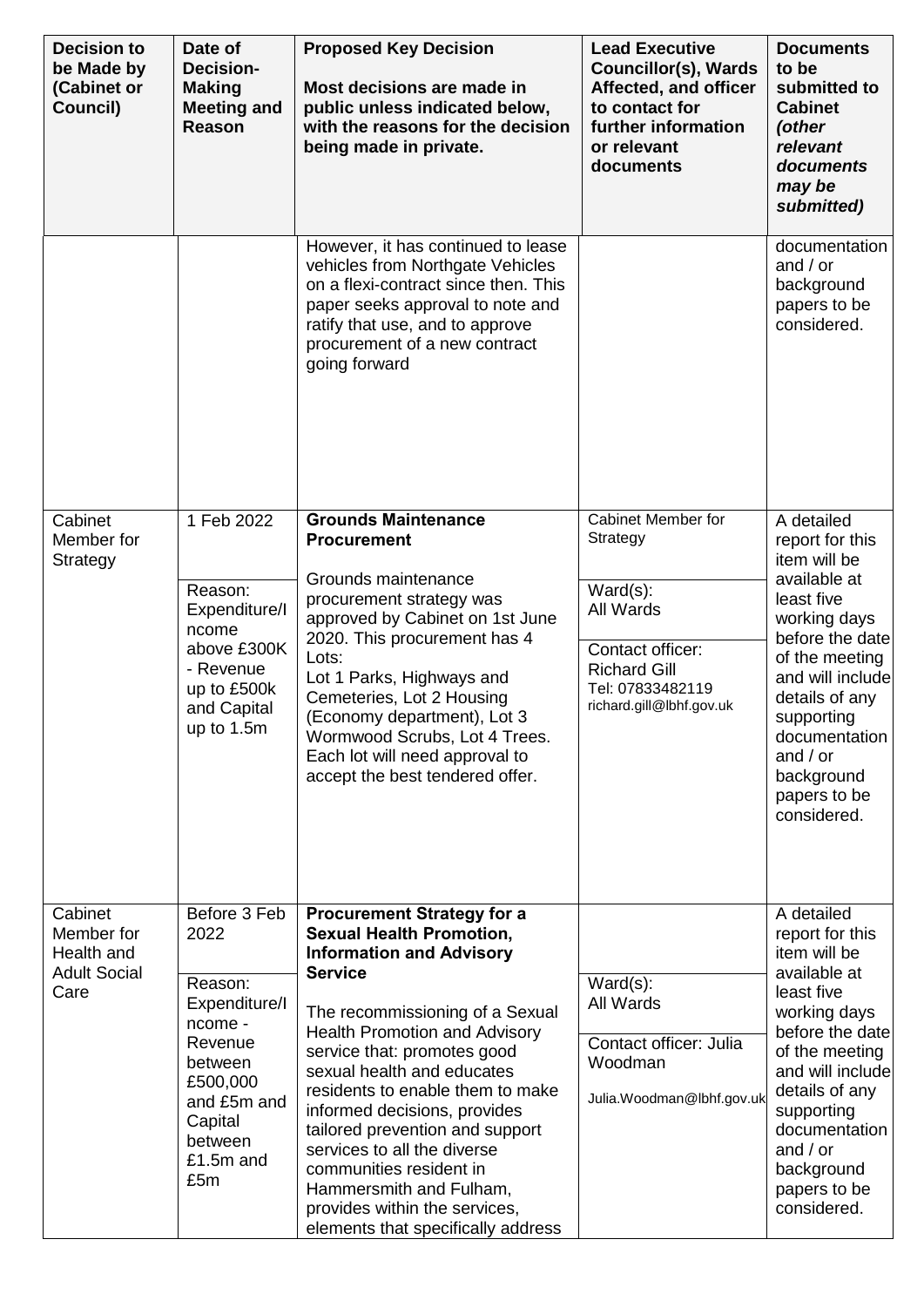| Decision to be Made by (Cabinet or Council) | Date of Decision-Making Meeting and Reason | Proposed Key Decision Most decisions are made in public unless indicated below, with the reasons for the decision being made in private. | Lead Executive Councillor(s), Wards Affected, and officer to contact for further information or relevant documents | Documents to be submitted to Cabinet *(other relevant documents may be submitted)* |
|---|---|---|---|---|
| | | However, it has continued to lease vehicles from Northgate Vehicles on a flexi-contract since then. This paper seeks approval to note and ratify that use, and to approve procurement of a new contract going forward | | documentation and / or background papers to be considered. |
| Cabinet Member for Strategy | 1 Feb 2022<br><br>Reason: Expenditure/Income above £300K - Revenue up to £500k and Capital up to 1.5m | **Grounds Maintenance Procurement**<br><br>Grounds maintenance procurement strategy was approved by Cabinet on 1st June 2020. This procurement has 4 Lots:<br>Lot 1 Parks, Highways and Cemeteries, Lot 2 Housing (Economy department), Lot 3 Wormwood Scrubs, Lot 4 Trees. Each lot will need approval to accept the best tendered offer. | Cabinet Member for Strategy<br><br>Ward(s):<br>All Wards<br><br>Contact officer:<br>Richard Gill<br>Tel: 07833482119<br>richard.gill@lbhf.gov.uk | A detailed report for this item will be available at least five working days before the date of the meeting and will include details of any supporting documentation and / or background papers to be considered. |
| Cabinet Member for Health and Adult Social Care | Before 3 Feb 2022<br><br>Reason: Expenditure/Income - Revenue between £500,000 and £5m and Capital between £1.5m and £5m | **Procurement Strategy for a Sexual Health Promotion, Information and Advisory Service**<br><br>The recommissioning of a Sexual Health Promotion and Advisory service that: promotes good sexual health and educates residents to enable them to make informed decisions, provides tailored prevention and support services to all the diverse communities resident in Hammersmith and Fulham, provides within the services, elements that specifically address | Ward(s):<br>All Wards<br><br>Contact officer: Julia Woodman<br><br>Julia.Woodman@lbhf.gov.uk | A detailed report for this item will be available at least five working days before the date of the meeting and will include details of any supporting documentation and / or background papers to be considered. |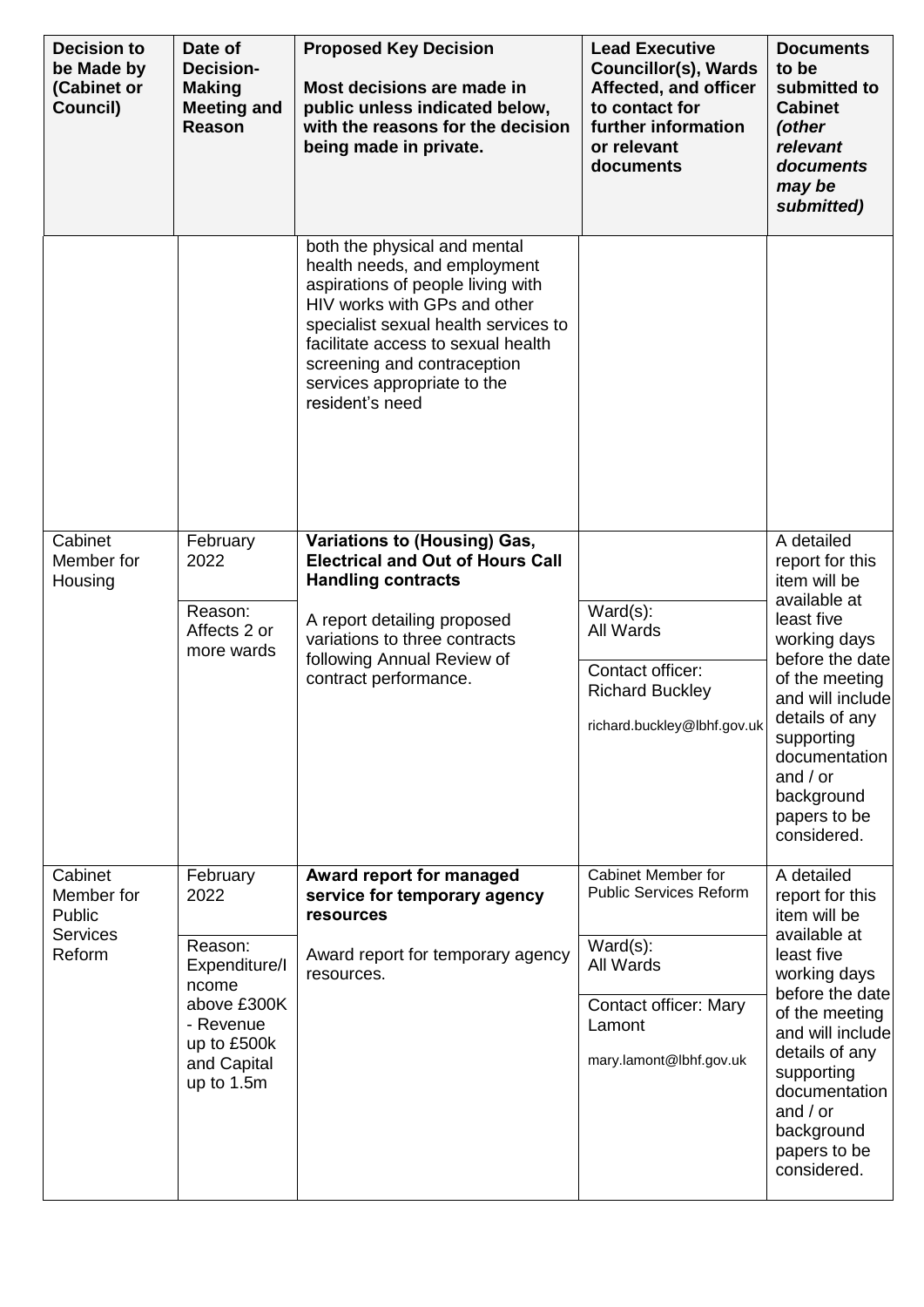| Decision to be Made by (Cabinet or Council) | Date of Decision-Making Meeting and Reason | Proposed Key Decision<br><br>Most decisions are made in public unless indicated below, with the reasons for the decision being made in private. | Lead Executive Councillor(s), Wards Affected, and officer to contact for further information or relevant documents | Documents to be submitted to Cabinet *(other relevant documents may be submitted)* |
|---|---|---|---|---|
| | | both the physical and mental health needs, and employment aspirations of people living with HIV works with GPs and other specialist sexual health services to facilitate access to sexual health screening and contraception services appropriate to the resident's need | | |
| Cabinet Member for Housing | February 2022<br><br>Reason: Affects 2 or more wards | **Variations to (Housing) Gas, Electrical and Out of Hours Call Handling contracts**<br><br>A report detailing proposed variations to three contracts following Annual Review of contract performance. | Ward(s): All Wards<br><br>Contact officer: Richard Buckley<br>richard.buckley@lbhf.gov.uk | A detailed report for this item will be available at least five working days before the date of the meeting and will include details of any supporting documentation and / or background papers to be considered. |
| Cabinet Member for Public Services Reform | February 2022<br><br>Reason: Expenditure/Income above £300K - Revenue up to £500k and Capital up to 1.5m | **Award report for managed service for temporary agency resources**<br><br>Award report for temporary agency resources. | Cabinet Member for Public Services Reform<br><br>Ward(s): All Wards<br><br>Contact officer: Mary Lamont<br>mary.lamont@lbhf.gov.uk | A detailed report for this item will be available at least five working days before the date of the meeting and will include details of any supporting documentation and / or background papers to be considered. |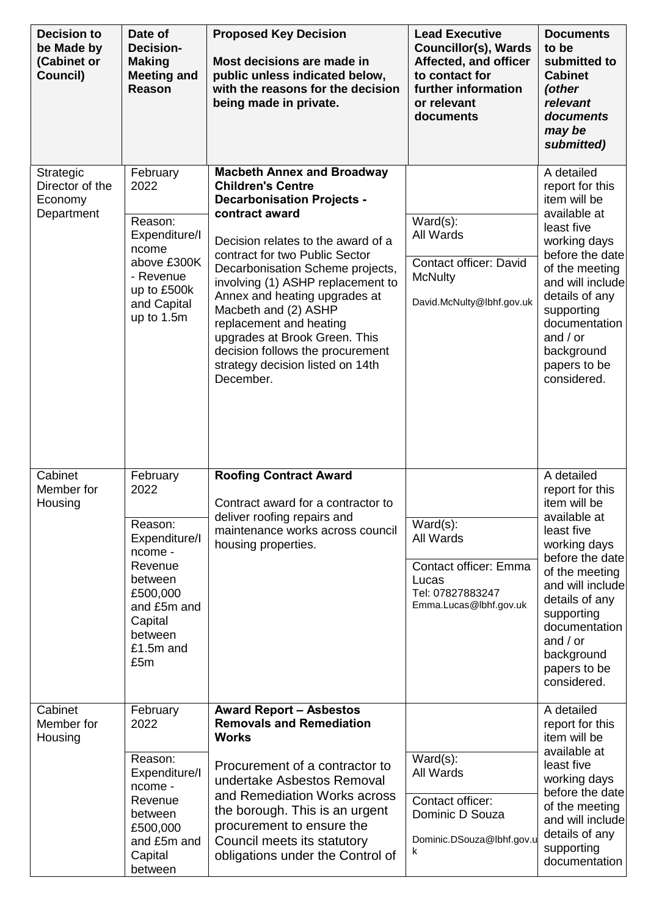| Decision to be Made by (Cabinet or Council) | Date of Decision-Making Meeting and Reason | Proposed Key Decision<br><br>Most decisions are made in public unless indicated below, with the reasons for the decision being made in private. | Lead Executive Councillor(s), Wards Affected, and officer to contact for further information or relevant documents | Documents to be submitted to Cabinet *(other relevant documents may be submitted)* |
|---|---|---|---|---|
| Strategic Director of the Economy Department | February 2022<br><br>Reason: Expenditure/Income above £300K - Revenue up to £500k and Capital up to 1.5m | **Macbeth Annex and Broadway Children's Centre Decarbonisation Projects - contract award**<br><br>Decision relates to the award of a contract for two Public Sector Decarbonisation Scheme projects, involving (1) ASHP replacement to Annex and heating upgrades at Macbeth and (2) ASHP replacement and heating upgrades at Brook Green. This decision follows the procurement strategy decision listed on 14th December. | Ward(s): All Wards<br><br>Contact officer: David McNulty<br>David.McNulty@lbhf.gov.uk | A detailed report for this item will be available at least five working days before the date of the meeting and will include details of any supporting documentation and / or background papers to be considered. |
| Cabinet Member for Housing | February 2022<br><br>Reason: Expenditure/Income - Revenue between £500,000 and £5m and Capital between £1.5m and £5m | **Roofing Contract Award**<br><br>Contract award for a contractor to deliver roofing repairs and maintenance works across council housing properties. | Ward(s): All Wards<br><br>Contact officer: Emma Lucas<br>Tel: 07827883247<br>Emma.Lucas@lbhf.gov.uk | A detailed report for this item will be available at least five working days before the date of the meeting and will include details of any supporting documentation and / or background papers to be considered. |
| Cabinet Member for Housing | February 2022<br><br>Reason: Expenditure/Income - Revenue between £500,000 and £5m and Capital between | **Award Report – Asbestos Removals and Remediation Works**<br><br>Procurement of a contractor to undertake Asbestos Removal and Remediation Works across the borough. This is an urgent procurement to ensure the Council meets its statutory obligations under the Control of | Ward(s): All Wards<br><br>Contact officer: Dominic D Souza<br>Dominic.DSouza@lbhf.gov.uk | A detailed report for this item will be available at least five working days before the date of the meeting and will include details of any supporting documentation |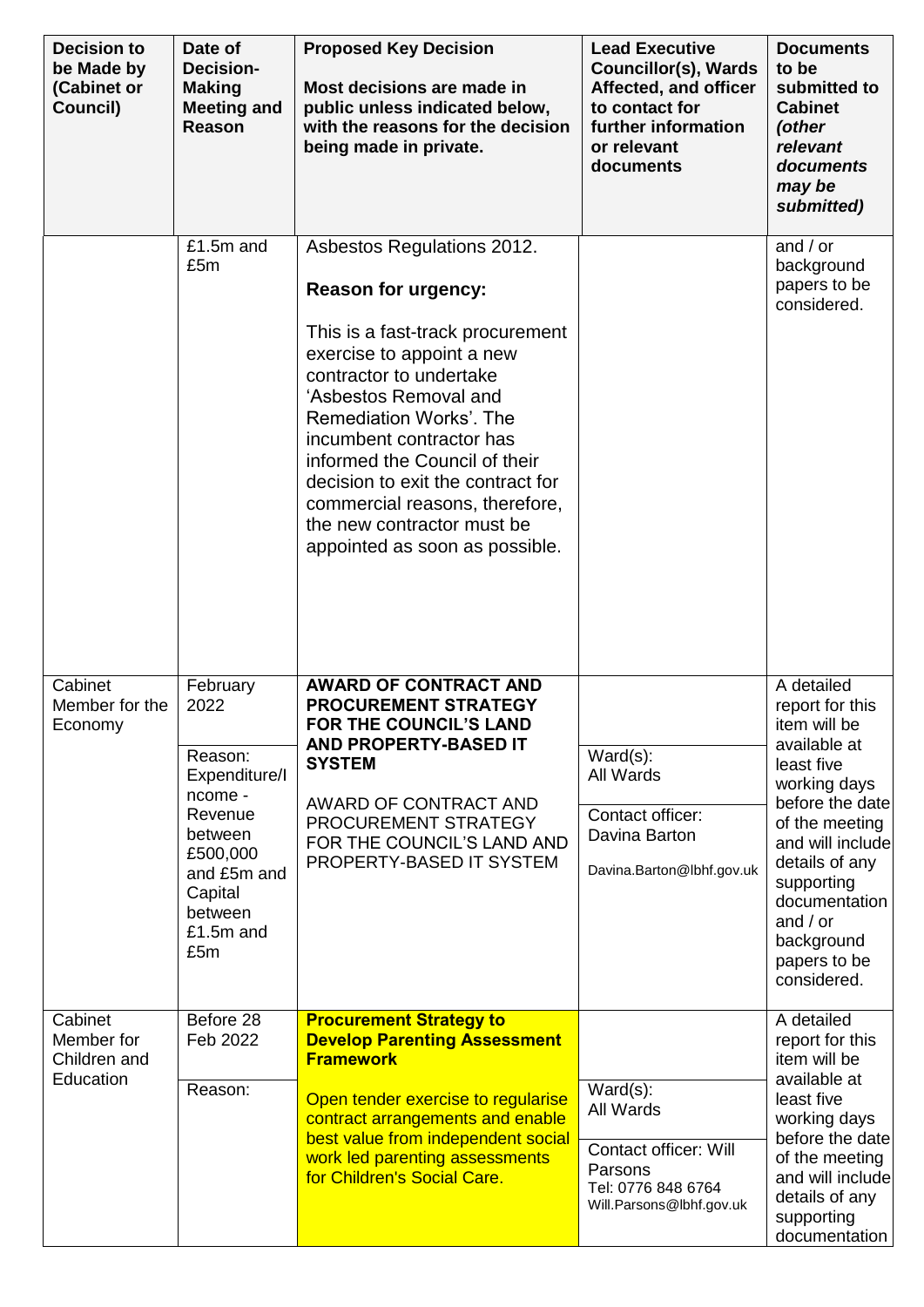| Decision to be Made by (Cabinet or Council) | Date of Decision-Making Meeting and Reason | Proposed Key Decision<br><br>Most decisions are made in public unless indicated below, with the reasons for the decision being made in private. | Lead Executive Councillor(s), Wards Affected, and officer to contact for further information or relevant documents | Documents to be submitted to Cabinet *(other relevant documents may be submitted)* |
|---|---|---|---|---|
| | £1.5m and £5m | Asbestos Regulations 2012.<br><br>**Reason for urgency:**<br><br>This is a fast-track procurement exercise to appoint a new contractor to undertake 'Asbestos Removal and Remediation Works'. The incumbent contractor has informed the Council of their decision to exit the contract for commercial reasons, therefore, the new contractor must be appointed as soon as possible. | | and / or background papers to be considered. |
| Cabinet Member for the Economy | February 2022<br><br>Reason: Expenditure/Income - Revenue between £500,000 and £5m and Capital between £1.5m and £5m | **AWARD OF CONTRACT AND PROCUREMENT STRATEGY FOR THE COUNCIL'S LAND AND PROPERTY-BASED IT SYSTEM**<br><br>AWARD OF CONTRACT AND PROCUREMENT STRATEGY FOR THE COUNCIL'S LAND AND PROPERTY-BASED IT SYSTEM | Ward(s):<br>All Wards<br><br>Contact officer:<br>Davina Barton<br>Davina.Barton@lbhf.gov.uk | A detailed report for this item will be available at least five working days before the date of the meeting and will include details of any supporting documentation and / or background papers to be considered. |
| Cabinet Member for Children and Education | Before 28 Feb 2022<br><br>Reason: | **Procurement Strategy to Develop Parenting Assessment Framework**<br><br>Open tender exercise to regularise contract arrangements and enable best value from independent social work led parenting assessments for Children's Social Care. | Ward(s):<br>All Wards<br><br>Contact officer: Will Parsons<br>Tel: 0776 848 6764<br>Will.Parsons@lbhf.gov.uk | A detailed report for this item will be available at least five working days before the date of the meeting and will include details of any supporting documentation |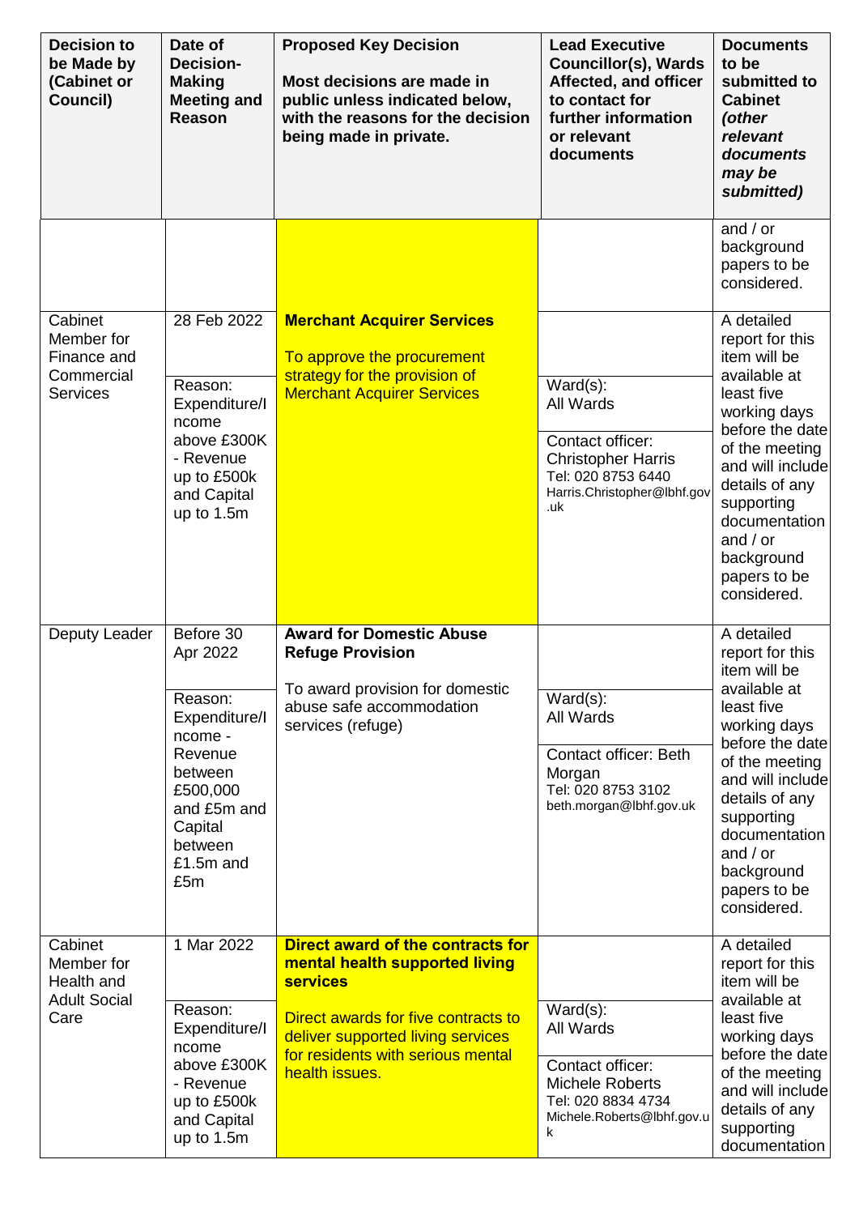| Decision to be Made by (Cabinet or Council) | Date of Decision-Making Meeting and Reason | Proposed Key Decision<br><br>Most decisions are made in public unless indicated below, with the reasons for the decision being made in private. | Lead Executive Councillor(s), Wards Affected, and officer to contact for further information or relevant documents | Documents to be submitted to Cabinet *(other relevant documents may be submitted)* |
|---|---|---|---|---|
| | | | | and / or background papers to be considered. |
| Cabinet Member for Finance and Commercial Services | 28 Feb 2022<br><br>Reason: Expenditure/Income above £300K - Revenue up to £500k and Capital up to 1.5m | **Merchant Acquirer Services**<br><br>To approve the procurement strategy for the provision of Merchant Acquirer Services | Ward(s): All Wards<br><br>Contact officer: Christopher Harris<br>Tel: 020 8753 6440<br>Harris.Christopher@lbhf.gov.uk | A detailed report for this item will be available at least five working days before the date of the meeting and will include details of any supporting documentation and / or background papers to be considered. |
| Deputy Leader | Before 30 Apr 2022<br><br>Reason: Expenditure/Income - Revenue between £500,000 and £5m and Capital between £1.5m and £5m | **Award for Domestic Abuse Refuge Provision**<br><br>To award provision for domestic abuse safe accommodation services (refuge) | Ward(s): All Wards<br><br>Contact officer: Beth Morgan<br>Tel: 020 8753 3102<br>beth.morgan@lbhf.gov.uk | A detailed report for this item will be available at least five working days before the date of the meeting and will include details of any supporting documentation and / or background papers to be considered. |
| Cabinet Member for Health and Adult Social Care | 1 Mar 2022<br><br>Reason: Expenditure/Income above £300K - Revenue up to £500k and Capital up to 1.5m | **Direct award of the contracts for mental health supported living services**<br><br>Direct awards for five contracts to deliver supported living services for residents with serious mental health issues. | Ward(s): All Wards<br><br>Contact officer: Michele Roberts<br>Tel: 020 8834 4734<br>Michele.Roberts@lbhf.gov.uk | A detailed report for this item will be available at least five working days before the date of the meeting and will include details of any supporting documentation |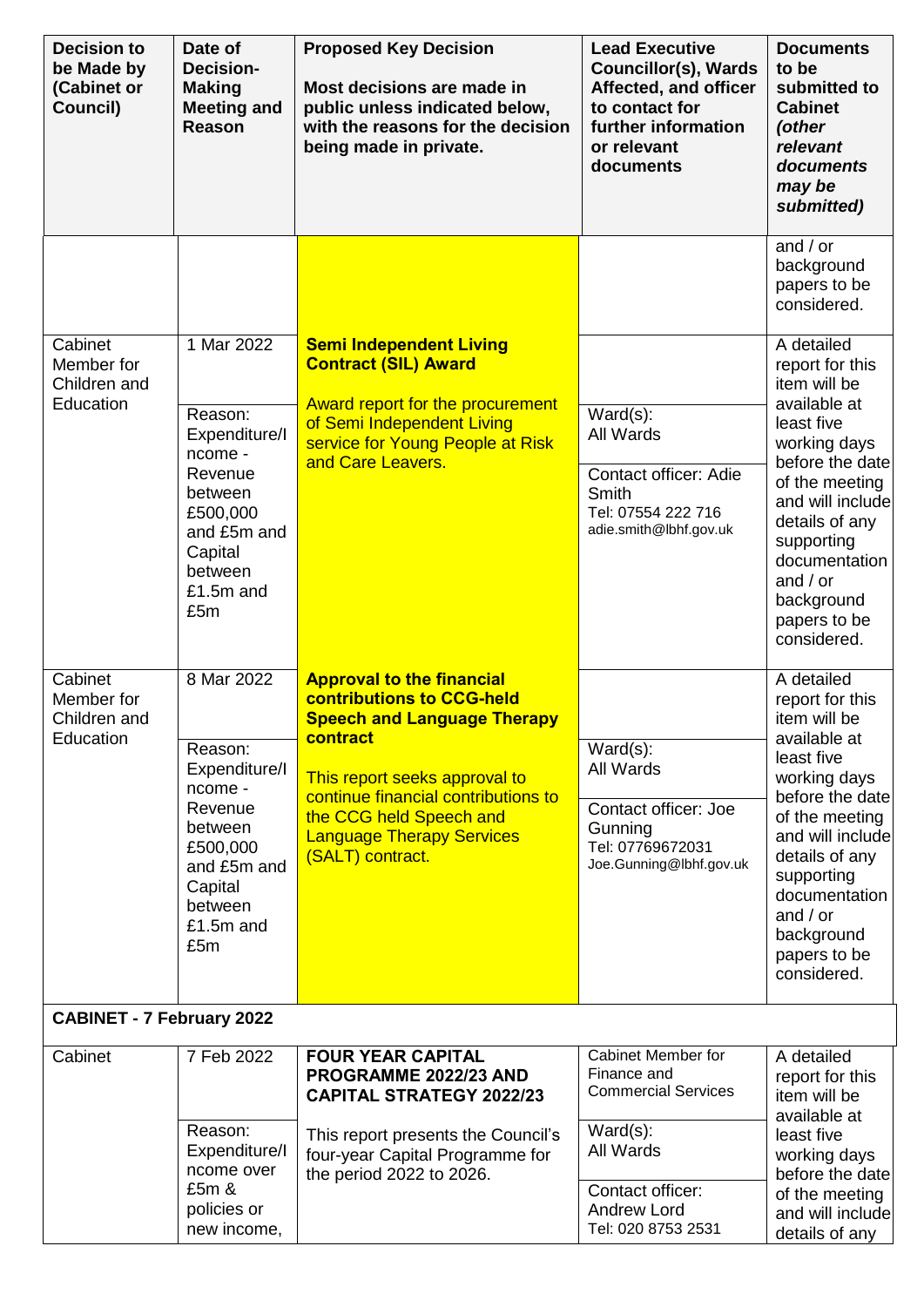| Decision to be Made by (Cabinet or Council) | Date of Decision-Making Meeting and Reason | Proposed Key Decision<br><br>Most decisions are made in public unless indicated below, with the reasons for the decision being made in private. | Lead Executive Councillor(s), Wards Affected, and officer to contact for further information or relevant documents | Documents to be submitted to Cabinet *(other relevant documents may be submitted)* |
|---|---|---|---|---|
| | | | | and / or background papers to be considered. |
| Cabinet Member for Children and Education | 1 Mar 2022<br><br>Reason: Expenditure/Income - Revenue between £500,000 and £5m and Capital between £1.5m and £5m | **Semi Independent Living Contract (SIL) Award**<br><br>Award report for the procurement of Semi Independent Living service for Young People at Risk and Care Leavers. | Ward(s): All Wards<br><br>Contact officer: Adie Smith<br>Tel: 07554 222 716<br>adie.smith@lbhf.gov.uk | A detailed report for this item will be available at least five working days before the date of the meeting and will include details of any supporting documentation and / or background papers to be considered. |
| Cabinet Member for Children and Education | 8 Mar 2022<br><br>Reason: Expenditure/Income - Revenue between £500,000 and £5m and Capital between £1.5m and £5m | **Approval to the financial contributions to CCG-held Speech and Language Therapy contract**<br><br>This report seeks approval to continue financial contributions to the CCG held Speech and Language Therapy Services (SALT) contract. | Ward(s): All Wards<br><br>Contact officer: Joe Gunning<br>Tel: 07769672031<br>Joe.Gunning@lbhf.gov.uk | A detailed report for this item will be available at least five working days before the date of the meeting and will include details of any supporting documentation and / or background papers to be considered. |
| **CABINET - 7 February 2022** | | | | |
| Cabinet | 7 Feb 2022<br><br>Reason: Expenditure/Income over £5m & policies or new income, | **FOUR YEAR CAPITAL PROGRAMME 2022/23 AND CAPITAL STRATEGY 2022/23**<br><br>This report presents the Council's four-year Capital Programme for the period 2022 to 2026. | Cabinet Member for Finance and Commercial Services<br><br>Ward(s): All Wards<br><br>Contact officer: Andrew Lord<br>Tel: 020 8753 2531 | A detailed report for this item will be available at least five working days before the date of the meeting and will include details of any |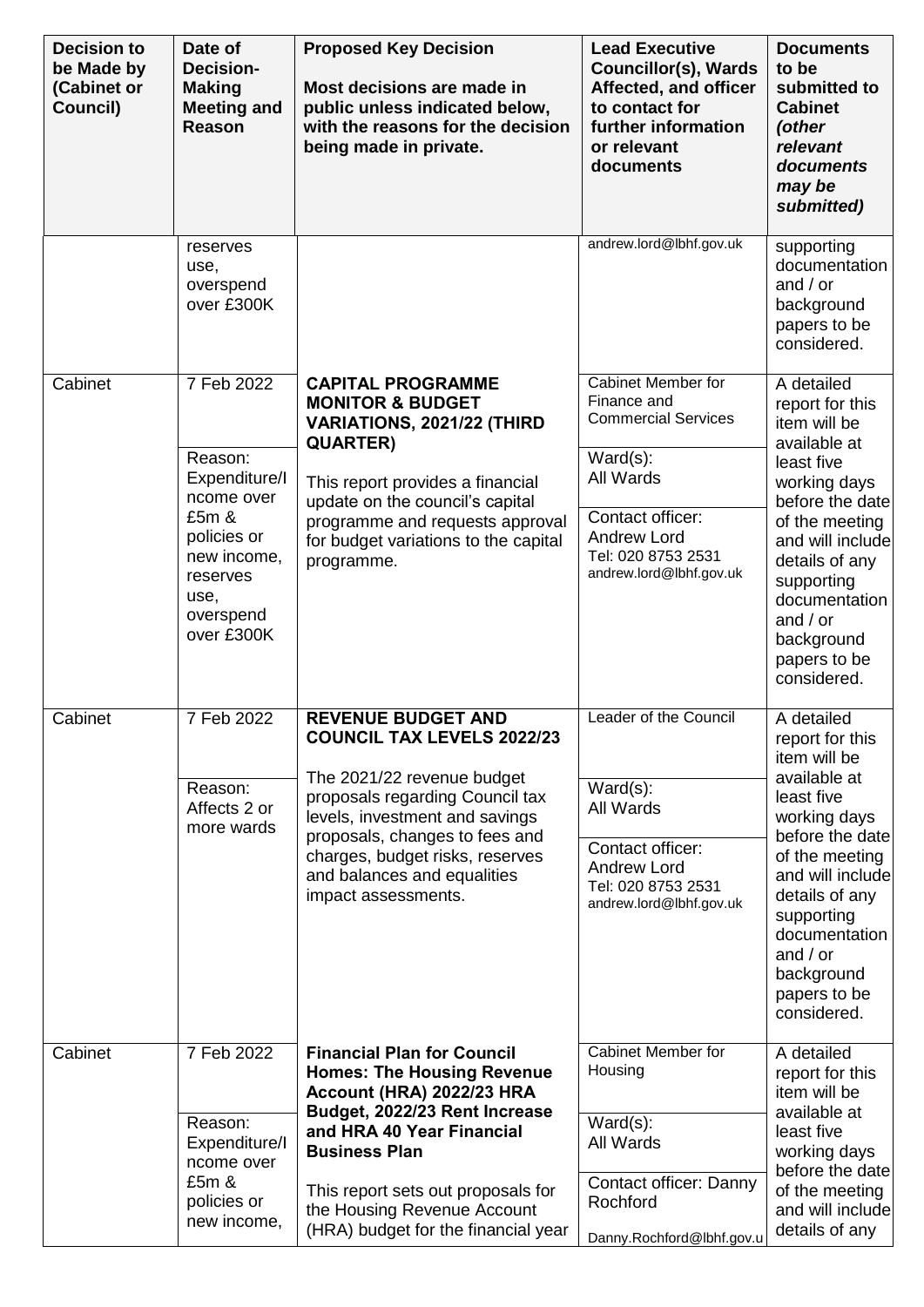| Decision to be Made by (Cabinet or Council) | Date of Decision-Making Meeting and Reason | Proposed Key Decision<br><br>Most decisions are made in public unless indicated below, with the reasons for the decision being made in private. | Lead Executive Councillor(s), Wards Affected, and officer to contact for further information or relevant documents | Documents to be submitted to Cabinet *(other relevant documents may be submitted)* |
|---|---|---|---|---|
| | reserves use, overspend over £300K | | andrew.lord@lbhf.gov.uk | supporting documentation and / or background papers to be considered. |
| Cabinet | 7 Feb 2022<br><br>Reason: Expenditure/Income over £5m & policies or new income, reserves use, overspend over £300K | **CAPITAL PROGRAMME MONITOR & BUDGET VARIATIONS, 2021/22 (THIRD QUARTER)**<br><br>This report provides a financial update on the council's capital programme and requests approval for budget variations to the capital programme. | Cabinet Member for Finance and Commercial Services<br><br>Ward(s): All Wards<br><br>Contact officer: Andrew Lord<br>Tel: 020 8753 2531<br>andrew.lord@lbhf.gov.uk | A detailed report for this item will be available at least five working days before the date of the meeting and will include details of any supporting documentation and / or background papers to be considered. |
| Cabinet | 7 Feb 2022<br><br>Reason: Affects 2 or more wards | **REVENUE BUDGET AND COUNCIL TAX LEVELS 2022/23**<br><br>The 2021/22 revenue budget proposals regarding Council tax levels, investment and savings proposals, changes to fees and charges, budget risks, reserves and balances and equalities impact assessments. | Leader of the Council<br><br>Ward(s): All Wards<br><br>Contact officer: Andrew Lord<br>Tel: 020 8753 2531<br>andrew.lord@lbhf.gov.uk | A detailed report for this item will be available at least five working days before the date of the meeting and will include details of any supporting documentation and / or background papers to be considered. |
| Cabinet | 7 Feb 2022<br><br>Reason: Expenditure/Income over £5m & policies or new income, | **Financial Plan for Council Homes: The Housing Revenue Account (HRA) 2022/23 HRA Budget, 2022/23 Rent Increase and HRA 40 Year Financial Business Plan**<br><br>This report sets out proposals for the Housing Revenue Account (HRA) budget for the financial year | Cabinet Member for Housing<br><br>Ward(s): All Wards<br><br>Contact officer: Danny Rochford<br>Danny.Rochford@lbhf.gov.u | A detailed report for this item will be available at least five working days before the date of the meeting and will include details of any |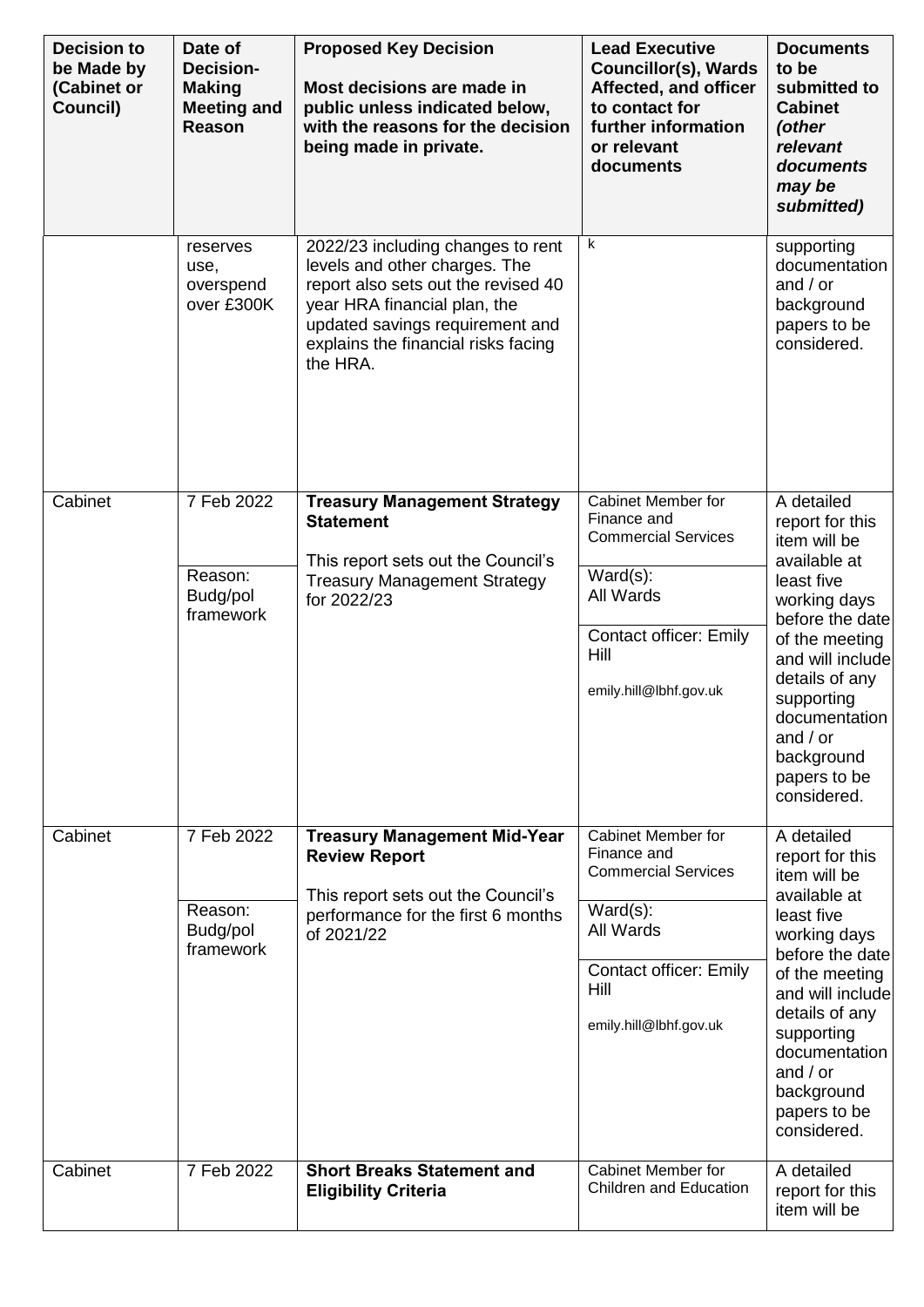| Decision to be Made by (Cabinet or Council) | Date of Decision-Making Meeting and Reason | Proposed Key Decision<br><br>Most decisions are made in public unless indicated below, with the reasons for the decision being made in private. | Lead Executive Councillor(s), Wards Affected, and officer to contact for further information or relevant documents | Documents to be submitted to Cabinet *(other relevant documents may be submitted)* |
|---|---|---|---|---|
| | reserves use, overspend over £300K | 2022/23 including changes to rent levels and other charges. The report also sets out the revised 40 year HRA financial plan, the updated savings requirement and explains the financial risks facing the HRA. | k | supporting documentation and / or background papers to be considered. |
| Cabinet | 7 Feb 2022<br><br>Reason: Budg/pol framework | **Treasury Management Strategy Statement**<br><br>This report sets out the Council's Treasury Management Strategy for 2022/23 | Cabinet Member for Finance and Commercial Services<br><br>Ward(s): All Wards<br><br>Contact officer: Emily Hill<br><br>emily.hill@lbhf.gov.uk | A detailed report for this item will be available at least five working days before the date of the meeting and will include details of any supporting documentation and / or background papers to be considered. |
| Cabinet | 7 Feb 2022<br><br>Reason: Budg/pol framework | **Treasury Management Mid-Year Review Report**<br><br>This report sets out the Council's performance for the first 6 months of 2021/22 | Cabinet Member for Finance and Commercial Services<br><br>Ward(s): All Wards<br><br>Contact officer: Emily Hill<br><br>emily.hill@lbhf.gov.uk | A detailed report for this item will be available at least five working days before the date of the meeting and will include details of any supporting documentation and / or background papers to be considered. |
| Cabinet | 7 Feb 2022 | **Short Breaks Statement and Eligibility Criteria** | Cabinet Member for Children and Education | A detailed report for this item will be |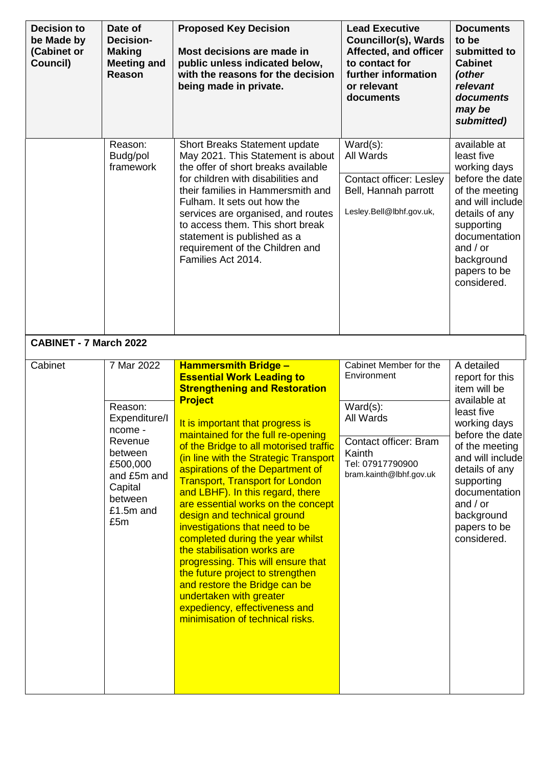| Decision to be Made by (Cabinet or Council) | Date of Decision-Making Meeting and Reason | Proposed Key Decision<br><br>Most decisions are made in public unless indicated below, with the reasons for the decision being made in private. | Lead Executive Councillor(s), Wards Affected, and officer to contact for further information or relevant documents | Documents to be submitted to Cabinet *(other relevant documents may be submitted)* |
|---|---|---|---|---|
| | Reason: Budg/pol framework | Short Breaks Statement update May 2021. This Statement is about the offer of short breaks available for children with disabilities and their families in Hammersmith and Fulham. It sets out how the services are organised, and routes to access them. This short break statement is published as a requirement of the Children and Families Act 2014. | Ward(s): All Wards<br><br>Contact officer: Lesley Bell, Hannah parrott<br>Lesley.Bell@lbhf.gov.uk, | available at least five working days before the date of the meeting and will include details of any supporting documentation and / or background papers to be considered. |
| **CABINET - 7 March 2022** | | | | |
| Cabinet | 7 Mar 2022<br><br>Reason: Expenditure/Income - Revenue between £500,000 and £5m and Capital between £1.5m and £5m | **Hammersmith Bridge – Essential Work Leading to Strengthening and Restoration Project**<br><br>It is important that progress is maintained for the full re-opening of the Bridge to all motorised traffic (in line with the Strategic Transport aspirations of the Department of Transport, Transport for London and LBHF). In this regard, there are essential works on the concept design and technical ground investigations that need to be completed during the year whilst the stabilisation works are progressing. This will ensure that the future project to strengthen and restore the Bridge can be undertaken with greater expediency, effectiveness and minimisation of technical risks. | Cabinet Member for the Environment<br><br>Ward(s): All Wards<br><br>Contact officer: Bram Kainth<br>Tel: 07917790900<br>bram.kainth@lbhf.gov.uk | A detailed report for this item will be available at least five working days before the date of the meeting and will include details of any supporting documentation and / or background papers to be considered. |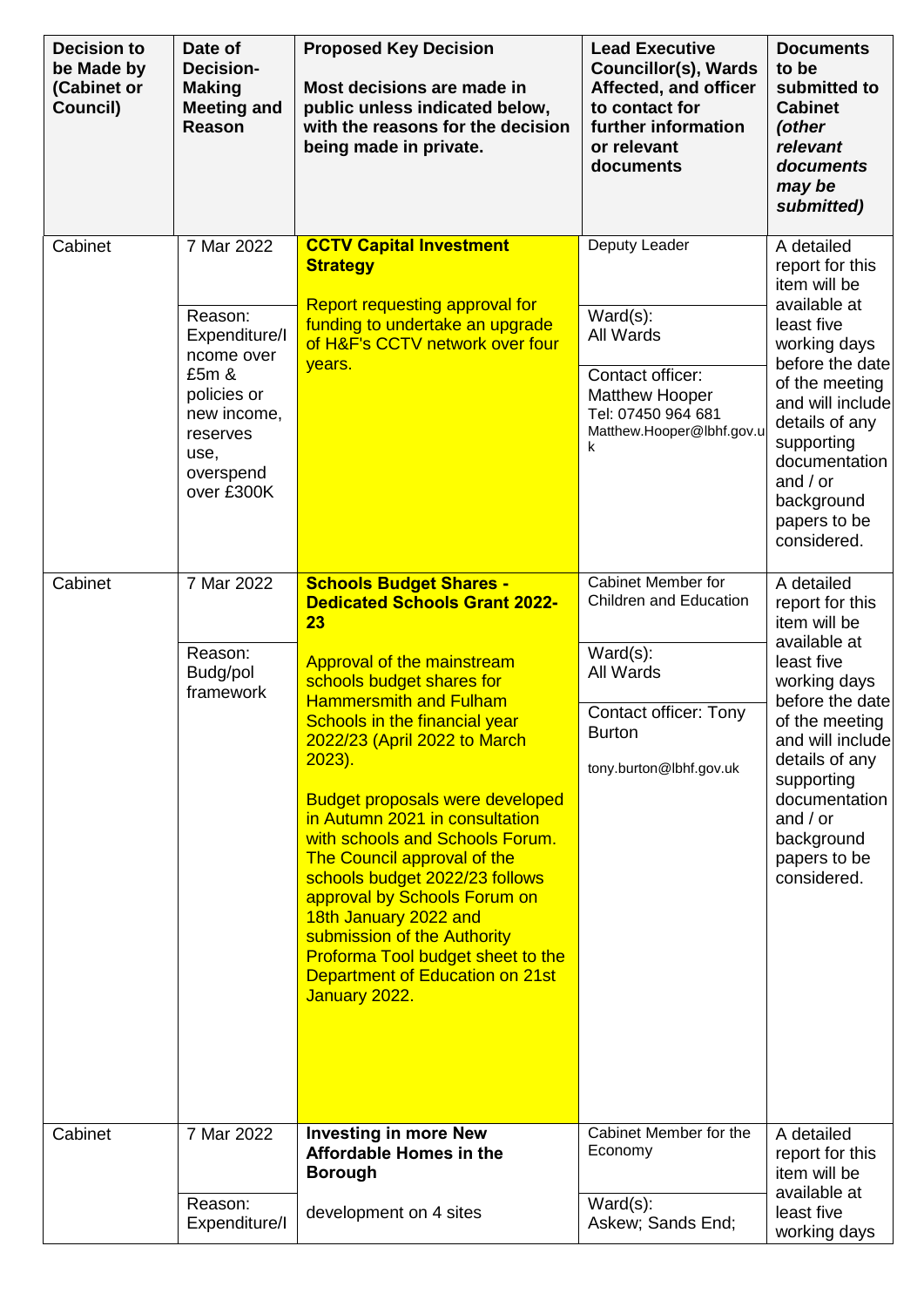| Decision to be Made by (Cabinet or Council) | Date of Decision-Making Meeting and Reason | Proposed Key Decision<br><br>Most decisions are made in public unless indicated below, with the reasons for the decision being made in private. | Lead Executive Councillor(s), Wards Affected, and officer to contact for further information or relevant documents | Documents to be submitted to Cabinet *(other relevant documents may be submitted)* |
|---|---|---|---|---|
| Cabinet | 7 Mar 2022<br><br>Reason: Expenditure/Income over £5m & policies or new income, reserves use, overspend over £300K | **CCTV Capital Investment Strategy**<br><br>Report requesting approval for funding to undertake an upgrade of H&F's CCTV network over four years. | Deputy Leader<br><br>Ward(s): All Wards<br><br>Contact officer: Matthew Hooper Tel: 07450 964 681 Matthew.Hooper@lbhf.gov.uk | A detailed report for this item will be available at least five working days before the date of the meeting and will include details of any supporting documentation and / or background papers to be considered. |
| Cabinet | 7 Mar 2022<br><br>Reason: Budg/pol framework | **Schools Budget Shares - Dedicated Schools Grant 2022-23**<br><br>Approval of the mainstream schools budget shares for Hammersmith and Fulham Schools in the financial year 2022/23 (April 2022 to March 2023).<br><br>Budget proposals were developed in Autumn 2021 in consultation with schools and Schools Forum. The Council approval of the schools budget 2022/23 follows approval by Schools Forum on 18th January 2022 and submission of the Authority Proforma Tool budget sheet to the Department of Education on 21st January 2022. | Cabinet Member for Children and Education<br><br>Ward(s): All Wards<br><br>Contact officer: Tony Burton<br><br>tony.burton@lbhf.gov.uk | A detailed report for this item will be available at least five working days before the date of the meeting and will include details of any supporting documentation and / or background papers to be considered. |
| Cabinet | 7 Mar 2022<br><br>Reason: Expenditure/I | **Investing in more New Affordable Homes in the Borough**<br><br>development on 4 sites | Cabinet Member for the Economy<br><br>Ward(s): Askew; Sands End; | A detailed report for this item will be available at least five working days |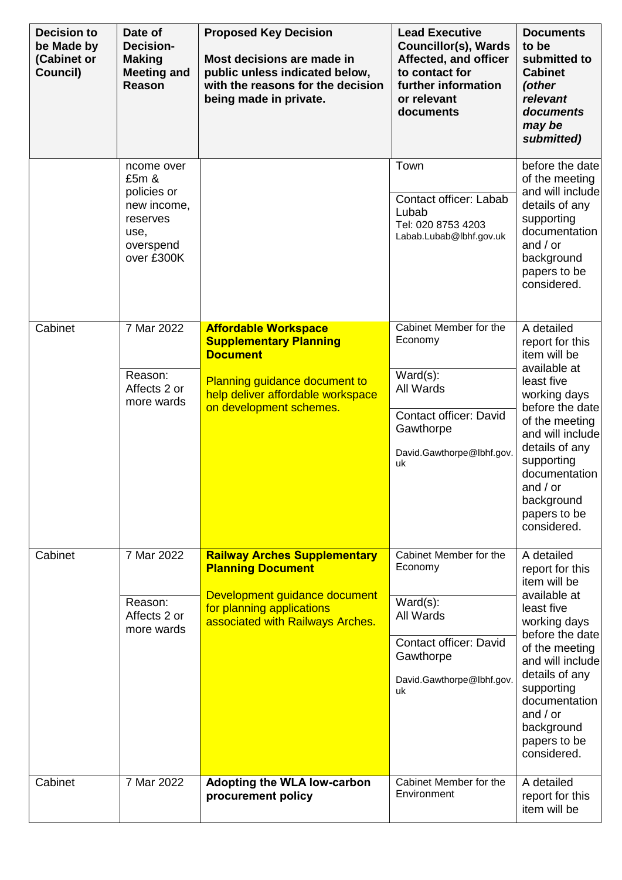| Decision to be Made by (Cabinet or Council) | Date of Decision-Making Meeting and Reason | Proposed Key Decision<br><br>Most decisions are made in public unless indicated below, with the reasons for the decision being made in private. | Lead Executive Councillor(s), Wards Affected, and officer to contact for further information or relevant documents | Documents to be submitted to Cabinet *(other relevant documents may be submitted)* |
|---|---|---|---|---|
| | ncome over £5m & policies or new income, reserves use, overspend over £300K | | Town<br><br>Contact officer: Labab Lubab<br>Tel: 020 8753 4203<br>Labab.Lubab@lbhf.gov.uk | before the date of the meeting and will include details of any supporting documentation and / or background papers to be considered. |
| Cabinet | 7 Mar 2022<br><br>Reason: Affects 2 or more wards | **Affordable Workspace Supplementary Planning Document**<br><br>Planning guidance document to help deliver affordable workspace on development schemes. | Cabinet Member for the Economy<br><br>Ward(s): All Wards<br><br>Contact officer: David Gawthorpe<br>David.Gawthorpe@lbhf.gov.uk | A detailed report for this item will be available at least five working days before the date of the meeting and will include details of any supporting documentation and / or background papers to be considered. |
| Cabinet | 7 Mar 2022<br><br>Reason: Affects 2 or more wards | **Railway Arches Supplementary Planning Document**<br><br>Development guidance document for planning applications associated with Railways Arches. | Cabinet Member for the Economy<br><br>Ward(s): All Wards<br><br>Contact officer: David Gawthorpe<br>David.Gawthorpe@lbhf.gov.uk | A detailed report for this item will be available at least five working days before the date of the meeting and will include details of any supporting documentation and / or background papers to be considered. |
| Cabinet | 7 Mar 2022 | **Adopting the WLA low-carbon procurement policy** | Cabinet Member for the Environment | A detailed report for this item will be |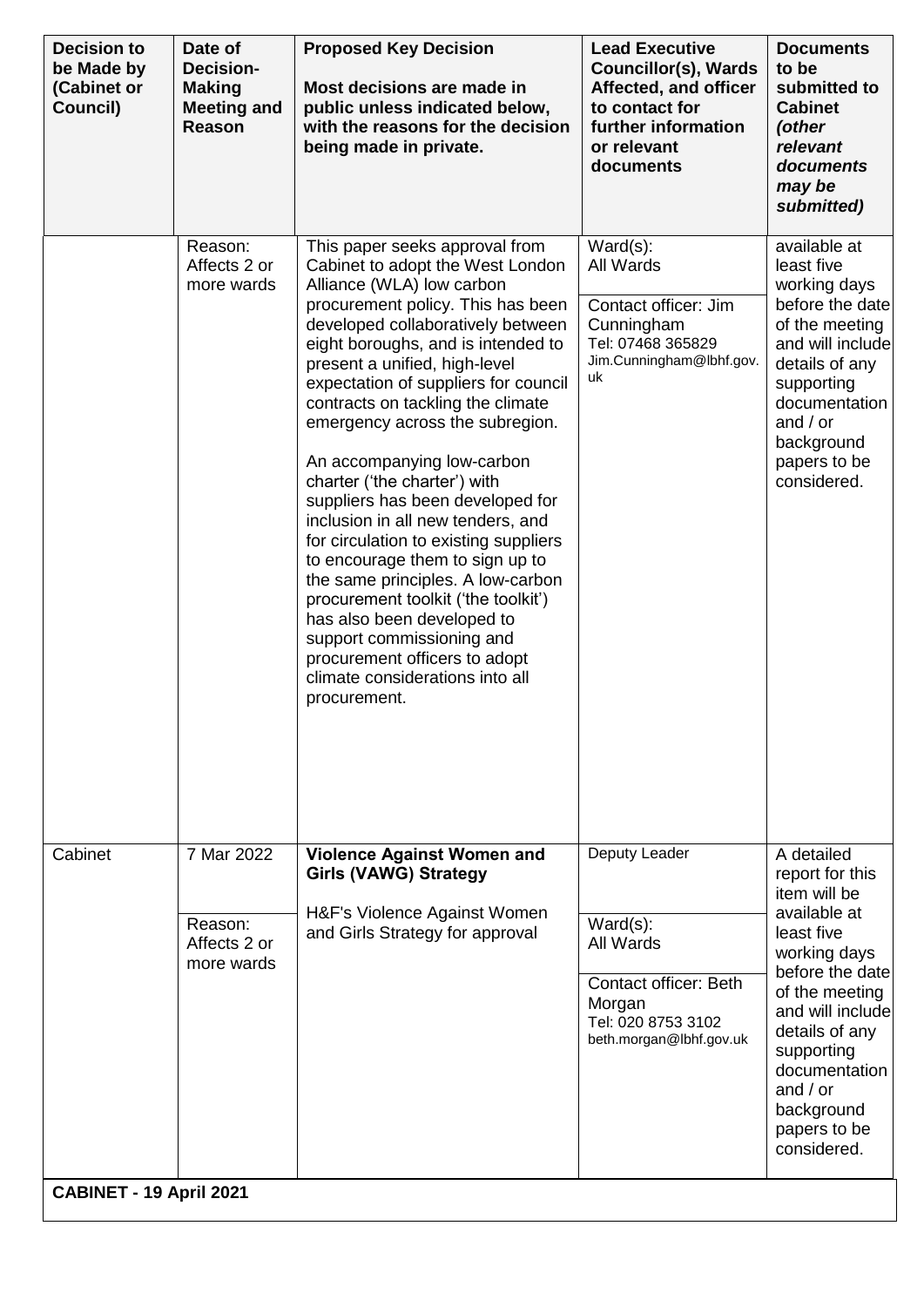| Decision to be Made by (Cabinet or Council) | Date of Decision-Making Meeting and Reason | Proposed Key Decision<br><br>Most decisions are made in public unless indicated below, with the reasons for the decision being made in private. | Lead Executive Councillor(s), Wards Affected, and officer to contact for further information or relevant documents | Documents to be submitted to Cabinet *(other relevant documents may be submitted)* |
|---|---|---|---|---|
| | Reason: Affects 2 or more wards | This paper seeks approval from Cabinet to adopt the West London Alliance (WLA) low carbon procurement policy. This has been developed collaboratively between eight boroughs, and is intended to present a unified, high-level expectation of suppliers for council contracts on tackling the climate emergency across the subregion.<br><br>An accompanying low-carbon charter ('the charter') with suppliers has been developed for inclusion in all new tenders, and for circulation to existing suppliers to encourage them to sign up to the same principles. A low-carbon procurement toolkit ('the toolkit') has also been developed to support commissioning and procurement officers to adopt climate considerations into all procurement. | Ward(s): All Wards<br><br>Contact officer: Jim Cunningham<br>Tel: 07468 365829<br>Jim.Cunningham@lbhf.gov.uk | available at least five working days before the date of the meeting and will include details of any supporting documentation and / or background papers to be considered. |
| Cabinet | 7 Mar 2022<br><br>Reason: Affects 2 or more wards | **Violence Against Women and Girls (VAWG) Strategy**<br><br>H&F's Violence Against Women and Girls Strategy for approval | Deputy Leader<br><br>Ward(s): All Wards<br><br>Contact officer: Beth Morgan<br>Tel: 020 8753 3102<br>beth.morgan@lbhf.gov.uk | A detailed report for this item will be available at least five working days before the date of the meeting and will include details of any supporting documentation and / or background papers to be considered. |

**CABINET - 19 April 2021**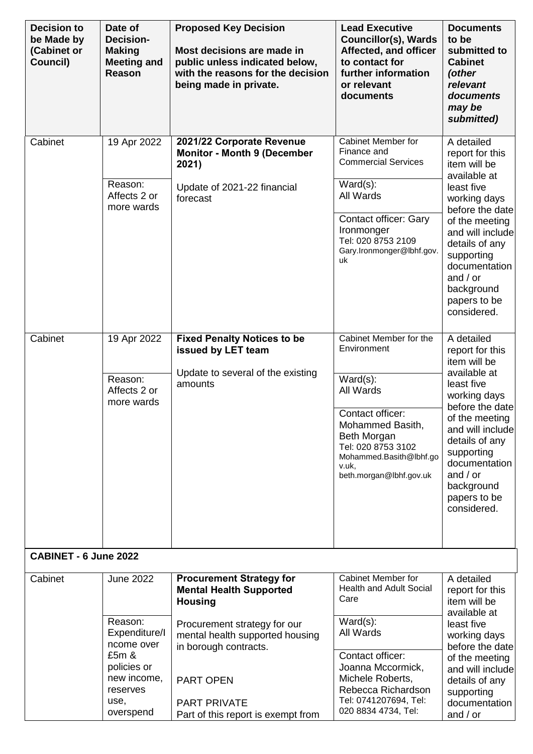| Decision to be Made by (Cabinet or Council) | Date of Decision-Making Meeting and Reason | Proposed Key Decision<br><br>Most decisions are made in public unless indicated below, with the reasons for the decision being made in private. | Lead Executive Councillor(s), Wards Affected, and officer to contact for further information or relevant documents | Documents to be submitted to Cabinet *(other relevant documents may be submitted)* |
|---|---|---|---|---|
| Cabinet | 19 Apr 2022<br><br>Reason: Affects 2 or more wards | **2021/22 Corporate Revenue Monitor - Month 9 (December 2021)**<br><br>Update of 2021-22 financial forecast | Cabinet Member for Finance and Commercial Services<br><br>Ward(s): All Wards<br><br>Contact officer: Gary Ironmonger<br>Tel: 020 8753 2109<br>Gary.Ironmonger@lbhf.gov.uk | A detailed report for this item will be available at least five working days before the date of the meeting and will include details of any supporting documentation and / or background papers to be considered. |
| Cabinet | 19 Apr 2022<br><br>Reason: Affects 2 or more wards | **Fixed Penalty Notices to be issued by LET team**<br><br>Update to several of the existing amounts | Cabinet Member for the Environment<br><br>Ward(s): All Wards<br><br>Contact officer: Mohammed Basith, Beth Morgan<br>Tel: 020 8753 3102<br>Mohammed.Basith@lbhf.gov.uk, beth.morgan@lbhf.gov.uk | A detailed report for this item will be available at least five working days before the date of the meeting and will include details of any supporting documentation and / or background papers to be considered. |
| **CABINET - 6 June 2022** | | | | |
| Cabinet | June 2022<br><br>Reason: Expenditure/Income over £5m & policies or new income, reserves use, overspend | **Procurement Strategy for Mental Health Supported Housing**<br><br>Procurement strategy for our mental health supported housing in borough contracts.<br><br>PART OPEN<br><br>PART PRIVATE<br>Part of this report is exempt from | Cabinet Member for Health and Adult Social Care<br><br>Ward(s): All Wards<br><br>Contact officer: Joanna Mccormick, Michele Roberts, Rebecca Richardson<br>Tel: 0741207694, Tel: 020 8834 4734, Tel: | A detailed report for this item will be available at least five working days before the date of the meeting and will include details of any supporting documentation and / or |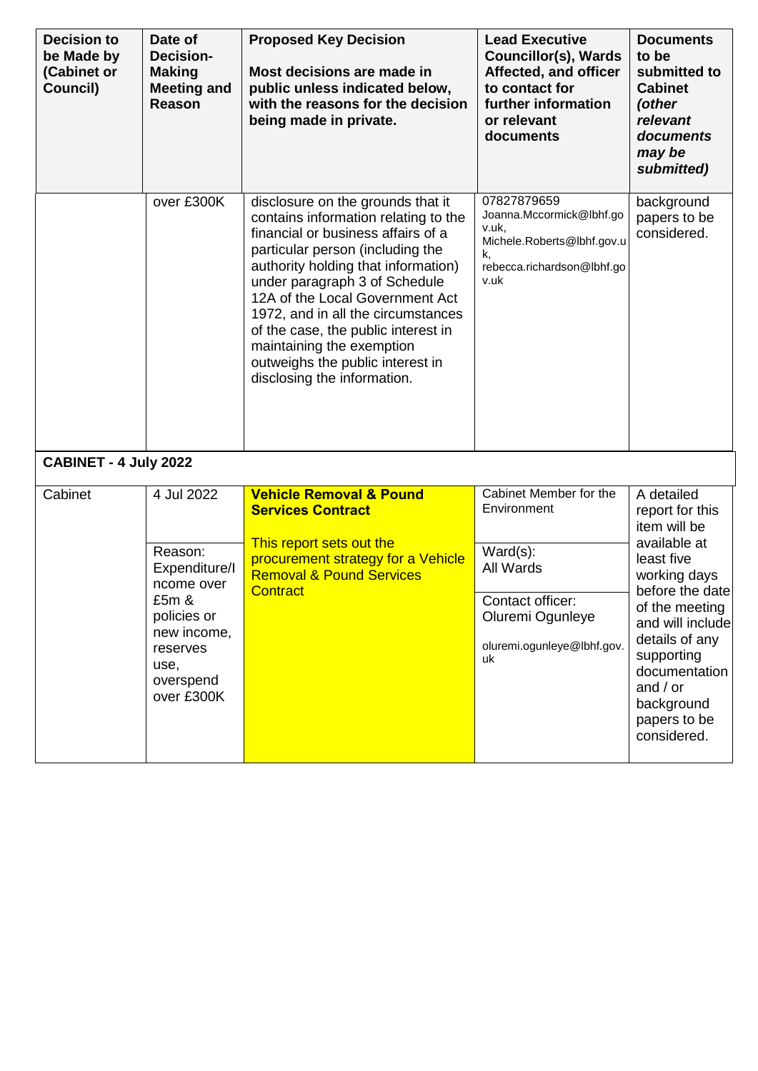| Decision to be Made by (Cabinet or Council) | Date of Decision-Making Meeting and Reason | Proposed Key Decision<br><br>Most decisions are made in public unless indicated below, with the reasons for the decision being made in private. | Lead Executive Councillor(s), Wards Affected, and officer to contact for further information or relevant documents | Documents to be submitted to Cabinet *(other relevant documents may be submitted)* |
| --- | --- | --- | --- | --- |
| | over £300K | disclosure on the grounds that it contains information relating to the financial or business affairs of a particular person (including the authority holding that information) under paragraph 3 of Schedule 12A of the Local Government Act 1972, and in all the circumstances of the case, the public interest in maintaining the exemption outweighs the public interest in disclosing the information. | 07827879659<br>Joanna.Mccormick@lbhf.gov.uk,<br>Michele.Roberts@lbhf.gov.uk,<br>rebecca.richardson@lbhf.gov.uk | background papers to be considered. |
| **CABINET - 4 July 2022** | | | | |
| Cabinet | 4 Jul 2022<br><br>Reason: Expenditure/Income over £5m & policies or new income, reserves use, overspend over £300K | **Vehicle Removal & Pound Services Contract**<br><br>This report sets out the procurement strategy for a Vehicle Removal & Pound Services Contract | Cabinet Member for the Environment<br><br>Ward(s):<br>All Wards<br><br>Contact officer:<br>Oluremi Ogunleye<br><br>oluremi.ogunleye@lbhf.gov.uk | A detailed report for this item will be available at least five working days before the date of the meeting and will include details of any supporting documentation and / or background papers to be considered. |